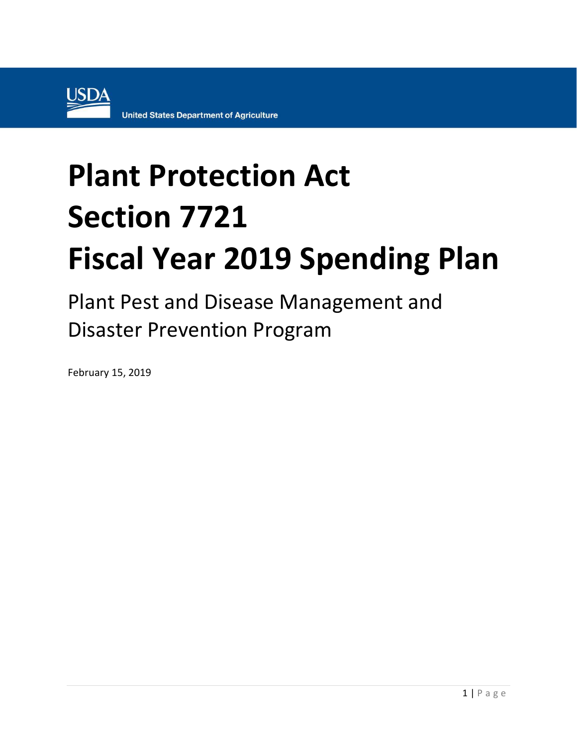USDA United States Department of Agriculture

# Plant Protection Act Section 7721 Fiscal Year 2019 Spending Plan

## Plant Pest and Disease Management and Disaster Prevention Program

February 15, 2019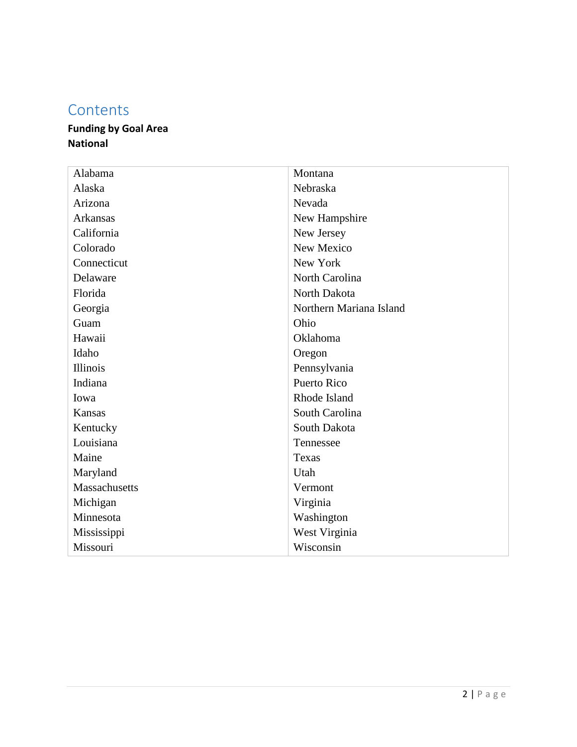# Contents

**Funding by Goal Area**

**National**

| | |
|---|---|
| Alabama | Montana |
| Alaska | Nebraska |
| Arizona | Nevada |
| Arkansas | New Hampshire |
| California | New Jersey |
| Colorado | New Mexico |
| Connecticut | New York |
| Delaware | North Carolina |
| Florida | North Dakota |
| Georgia | Northern Mariana Island |
| Guam | Ohio |
| Hawaii | Oklahoma |
| Idaho | Oregon |
| Illinois | Pennsylvania |
| Indiana | Puerto Rico |
| Iowa | Rhode Island |
| Kansas | South Carolina |
| Kentucky | South Dakota |
| Louisiana | Tennessee |
| Maine | Texas |
| Maryland | Utah |
| Massachusetts | Vermont |
| Michigan | Virginia |
| Minnesota | Washington |
| Mississippi | West Virginia |
| Missouri | Wisconsin |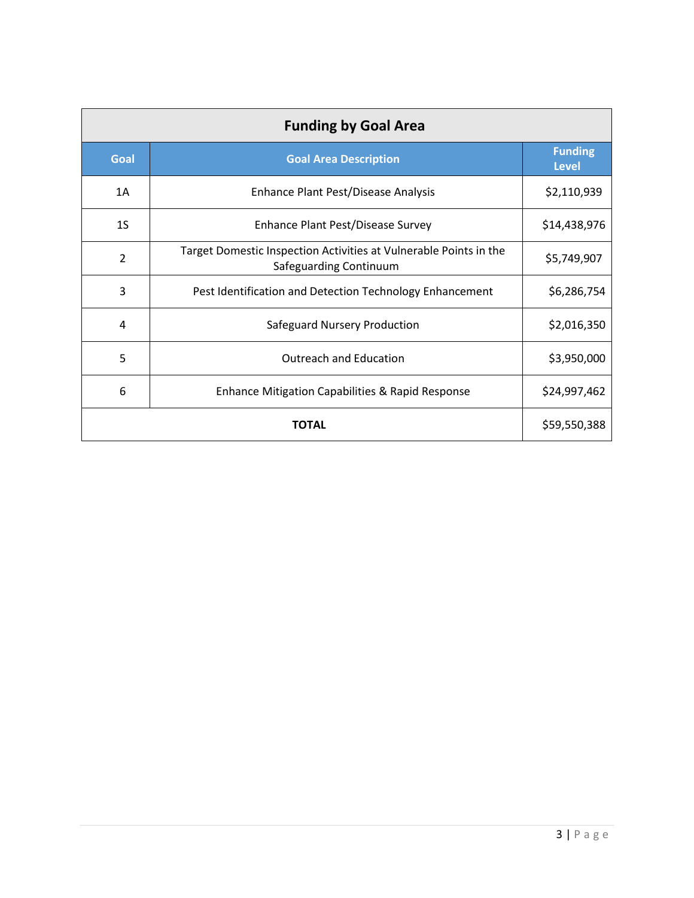| Funding by Goal Area | | |
|---|---|---|
| **Goal** | **Goal Area Description** | **Funding Level** |
| 1A | Enhance Plant Pest/Disease Analysis | $2,110,939 |
| 1S | Enhance Plant Pest/Disease Survey | $14,438,976 |
| 2 | Target Domestic Inspection Activities at Vulnerable Points in the Safeguarding Continuum | $5,749,907 |
| 3 | Pest Identification and Detection Technology Enhancement | $6,286,754 |
| 4 | Safeguard Nursery Production | $2,016,350 |
| 5 | Outreach and Education | $3,950,000 |
| 6 | Enhance Mitigation Capabilities & Rapid Response | $24,997,462 |
| **TOTAL** | | $59,550,388 |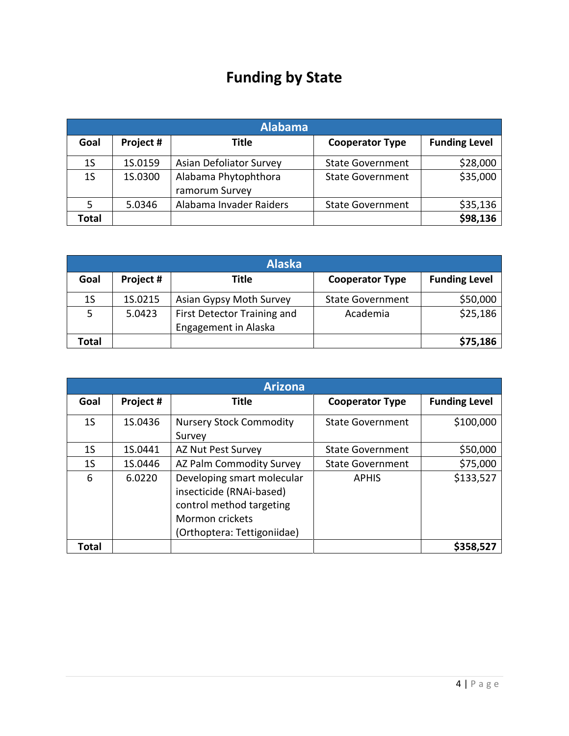# Funding by State

| Alabama | | | | |
|---|---|---|---|---|
| **Goal** | **Project #** | **Title** | **Cooperator Type** | **Funding Level** |
| 1S | 1S.0159 | Asian Defoliator Survey | State Government | $28,000 |
| 1S | 1S.0300 | Alabama Phytophthora ramorum Survey | State Government | $35,000 |
| 5 | 5.0346 | Alabama Invader Raiders | State Government | $35,136 |
| **Total** | | | | **$98,136** |

| Alaska | | | | |
|---|---|---|---|---|
| **Goal** | **Project #** | **Title** | **Cooperator Type** | **Funding Level** |
| 1S | 1S.0215 | Asian Gypsy Moth Survey | State Government | $50,000 |
| 5 | 5.0423 | First Detector Training and Engagement in Alaska | Academia | $25,186 |
| **Total** | | | | **$75,186** |

| Arizona | | | | |
|---|---|---|---|---|
| **Goal** | **Project #** | **Title** | **Cooperator Type** | **Funding Level** |
| 1S | 1S.0436 | Nursery Stock Commodity Survey | State Government | $100,000 |
| 1S | 1S.0441 | AZ Nut Pest Survey | State Government | $50,000 |
| 1S | 1S.0446 | AZ Palm Commodity Survey | State Government | $75,000 |
| 6 | 6.0220 | Developing smart molecular insecticide (RNAi-based) control method targeting Mormon crickets (Orthoptera: Tettigoniidae) | APHIS | $133,527 |
| **Total** | | | | **$358,527** |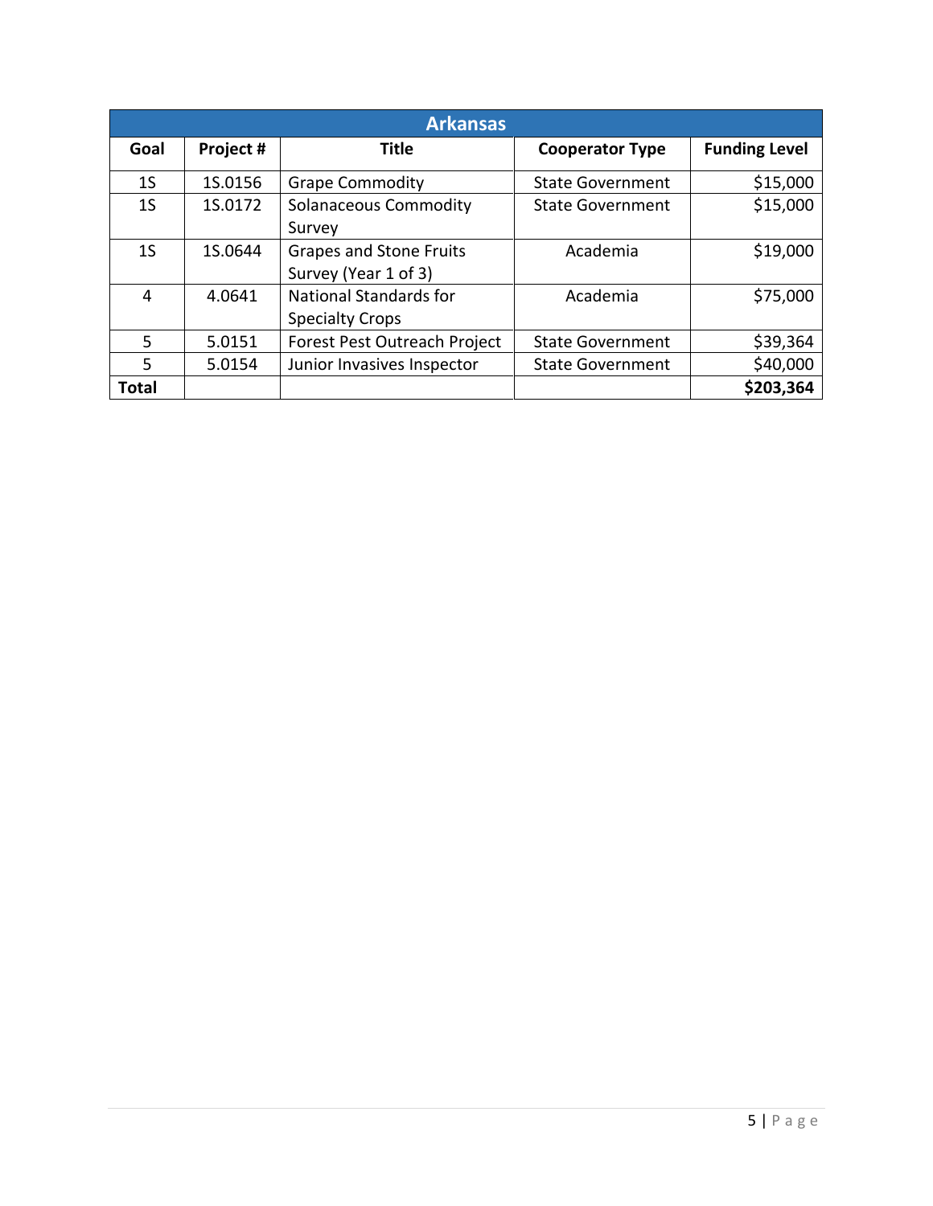| Arkansas | | | | |
|---|---|---|---|---|
| **Goal** | **Project #** | **Title** | **Cooperator Type** | **Funding Level** |
| 1S | 1S.0156 | Grape Commodity | State Government | $15,000 |
| 1S | 1S.0172 | Solanaceous Commodity Survey | State Government | $15,000 |
| 1S | 1S.0644 | Grapes and Stone Fruits Survey (Year 1 of 3) | Academia | $19,000 |
| 4 | 4.0641 | National Standards for Specialty Crops | Academia | $75,000 |
| 5 | 5.0151 | Forest Pest Outreach Project | State Government | $39,364 |
| 5 | 5.0154 | Junior Invasives Inspector | State Government | $40,000 |
| **Total** | | | | **$203,364** |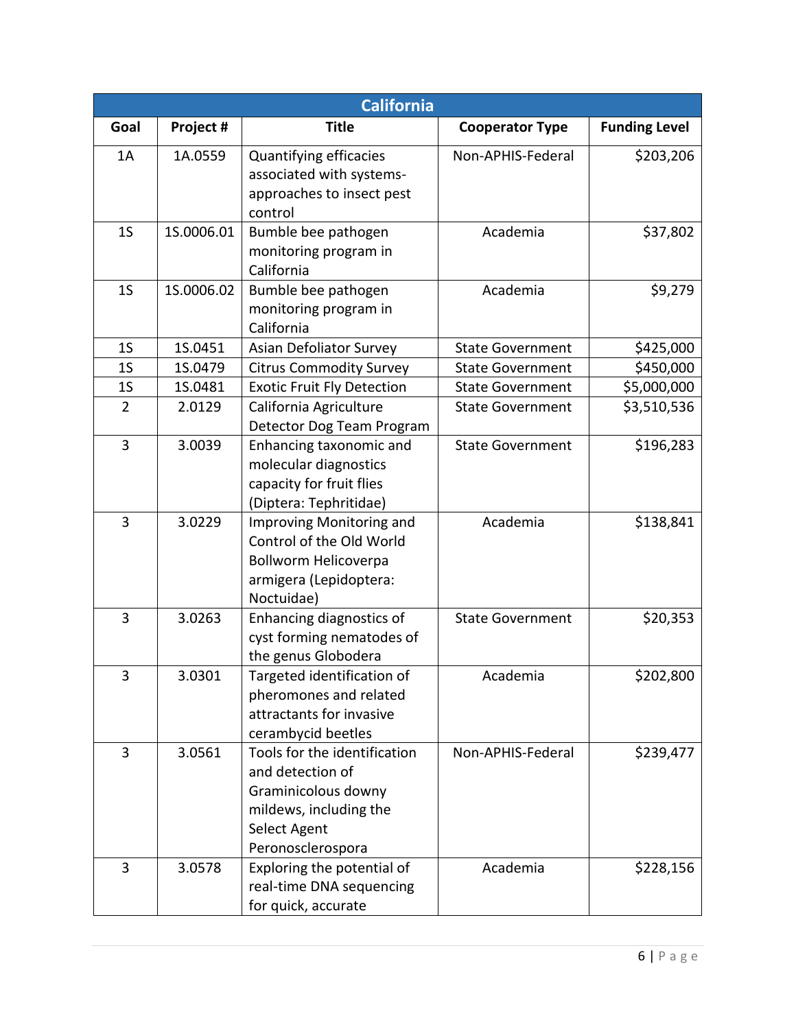| California | | | | |
|---|---|---|---|---|
| **Goal** | **Project #** | **Title** | **Cooperator Type** | **Funding Level** |
| 1A | 1A.0559 | Quantifying efficacies associated with systems-approaches to insect pest control | Non-APHIS-Federal | $203,206 |
| 1S | 1S.0006.01 | Bumble bee pathogen monitoring program in California | Academia | $37,802 |
| 1S | 1S.0006.02 | Bumble bee pathogen monitoring program in California | Academia | $9,279 |
| 1S | 1S.0451 | Asian Defoliator Survey | State Government | $425,000 |
| 1S | 1S.0479 | Citrus Commodity Survey | State Government | $450,000 |
| 1S | 1S.0481 | Exotic Fruit Fly Detection | State Government | $5,000,000 |
| 2 | 2.0129 | California Agriculture Detector Dog Team Program | State Government | $3,510,536 |
| 3 | 3.0039 | Enhancing taxonomic and molecular diagnostics capacity for fruit flies (Diptera: Tephritidae) | State Government | $196,283 |
| 3 | 3.0229 | Improving Monitoring and Control of the Old World Bollworm Helicoverpa armigera (Lepidoptera: Noctuidae) | Academia | $138,841 |
| 3 | 3.0263 | Enhancing diagnostics of cyst forming nematodes of the genus Globodera | State Government | $20,353 |
| 3 | 3.0301 | Targeted identification of pheromones and related attractants for invasive cerambycid beetles | Academia | $202,800 |
| 3 | 3.0561 | Tools for the identification and detection of Graminicolous downy mildews, including the Select Agent Peronosclerospora | Non-APHIS-Federal | $239,477 |
| 3 | 3.0578 | Exploring the potential of real-time DNA sequencing for quick, accurate | Academia | $228,156 |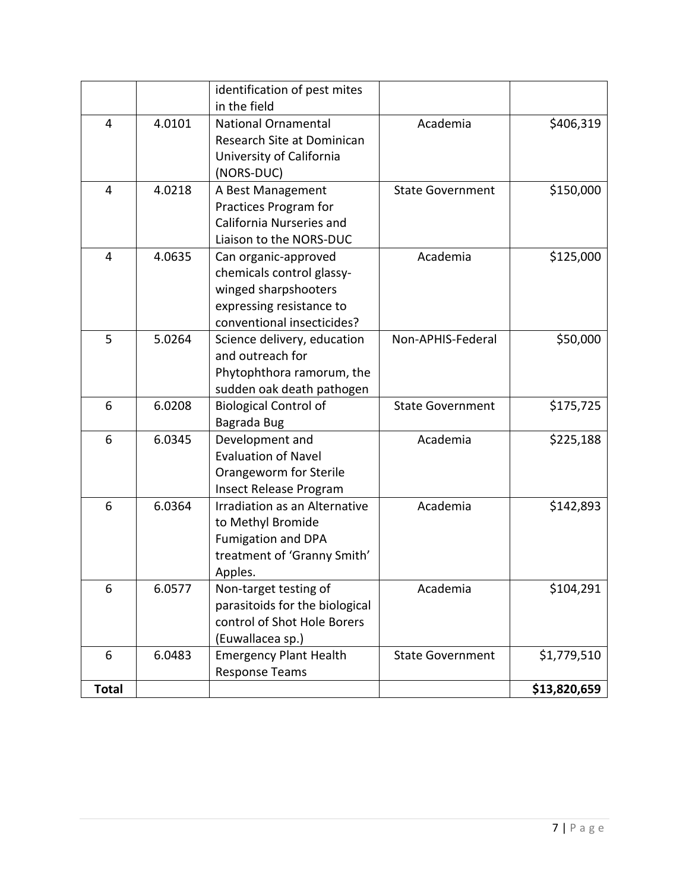| | | identification of pest mites in the field | | |
|---|---|---|---|---|
| 4 | 4.0101 | National Ornamental Research Site at Dominican University of California (NORS-DUC) | Academia | $406,319 |
| 4 | 4.0218 | A Best Management Practices Program for California Nurseries and Liaison to the NORS-DUC | State Government | $150,000 |
| 4 | 4.0635 | Can organic-approved chemicals control glassy-winged sharpshooters expressing resistance to conventional insecticides? | Academia | $125,000 |
| 5 | 5.0264 | Science delivery, education and outreach for Phytophthora ramorum, the sudden oak death pathogen | Non-APHIS-Federal | $50,000 |
| 6 | 6.0208 | Biological Control of Bagrada Bug | State Government | $175,725 |
| 6 | 6.0345 | Development and Evaluation of Navel Orangeworm for Sterile Insect Release Program | Academia | $225,188 |
| 6 | 6.0364 | Irradiation as an Alternative to Methyl Bromide Fumigation and DPA treatment of 'Granny Smith' Apples. | Academia | $142,893 |
| 6 | 6.0577 | Non-target testing of parasitoids for the biological control of Shot Hole Borers (Euwallacea sp.) | Academia | $104,291 |
| 6 | 6.0483 | Emergency Plant Health Response Teams | State Government | $1,779,510 |
| **Total** | | | | **$13,820,659** |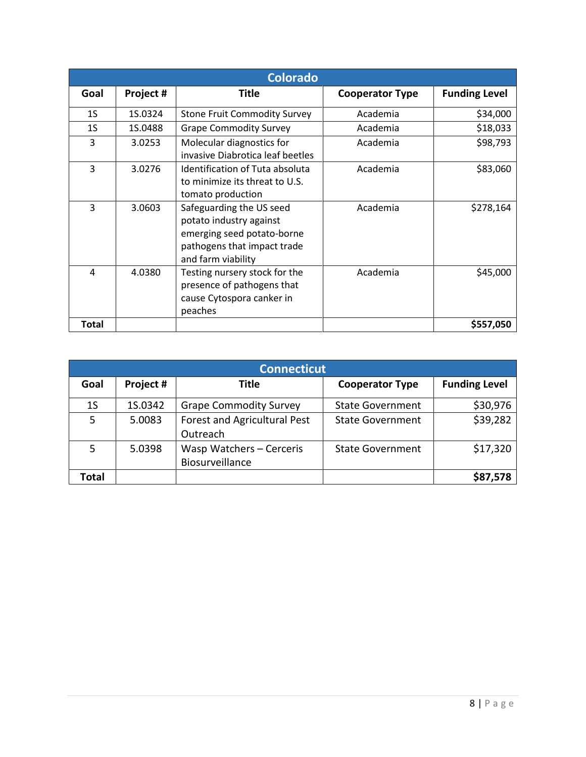| Colorado | | | | |
|---|---|---|---|---|
| **Goal** | **Project #** | **Title** | **Cooperator Type** | **Funding Level** |
| 1S | 1S.0324 | Stone Fruit Commodity Survey | Academia | $34,000 |
| 1S | 1S.0488 | Grape Commodity Survey | Academia | $18,033 |
| 3 | 3.0253 | Molecular diagnostics for invasive Diabrotica leaf beetles | Academia | $98,793 |
| 3 | 3.0276 | Identification of Tuta absoluta to minimize its threat to U.S. tomato production | Academia | $83,060 |
| 3 | 3.0603 | Safeguarding the US seed potato industry against emerging seed potato-borne pathogens that impact trade and farm viability | Academia | $278,164 |
| 4 | 4.0380 | Testing nursery stock for the presence of pathogens that cause Cytospora canker in peaches | Academia | $45,000 |
| **Total** | | | | **$557,050** |

| Connecticut | | | | |
|---|---|---|---|---|
| **Goal** | **Project #** | **Title** | **Cooperator Type** | **Funding Level** |
| 1S | 1S.0342 | Grape Commodity Survey | State Government | $30,976 |
| 5 | 5.0083 | Forest and Agricultural Pest Outreach | State Government | $39,282 |
| 5 | 5.0398 | Wasp Watchers – Cerceris Biosurveillance | State Government | $17,320 |
| **Total** | | | | **$87,578** |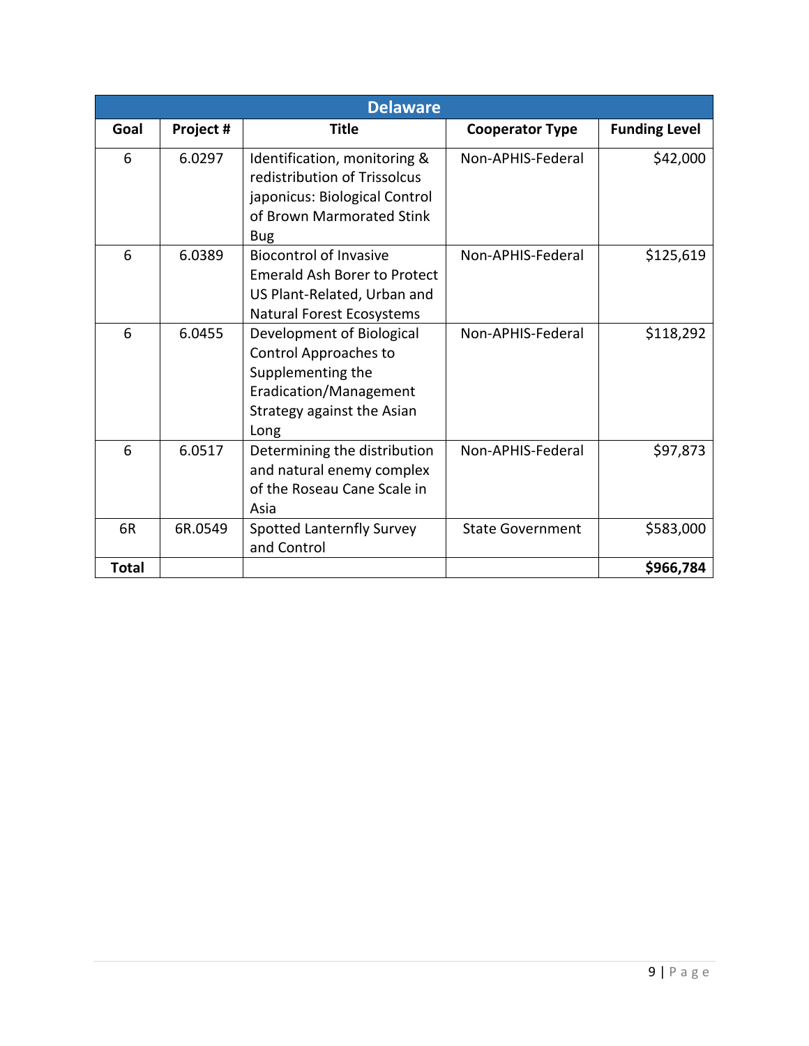| Delaware | | | | |
|---|---|---|---|---|
| **Goal** | **Project #** | **Title** | **Cooperator Type** | **Funding Level** |
| 6 | 6.0297 | Identification, monitoring & redistribution of Trissolcus japonicus: Biological Control of Brown Marmorated Stink Bug | Non-APHIS-Federal | $42,000 |
| 6 | 6.0389 | Biocontrol of Invasive Emerald Ash Borer to Protect US Plant-Related, Urban and Natural Forest Ecosystems | Non-APHIS-Federal | $125,619 |
| 6 | 6.0455 | Development of Biological Control Approaches to Supplementing the Eradication/Management Strategy against the Asian Long | Non-APHIS-Federal | $118,292 |
| 6 | 6.0517 | Determining the distribution and natural enemy complex of the Roseau Cane Scale in Asia | Non-APHIS-Federal | $97,873 |
| 6R | 6R.0549 | Spotted Lanternfly Survey and Control | State Government | $583,000 |
| **Total** | | | | **$966,784** |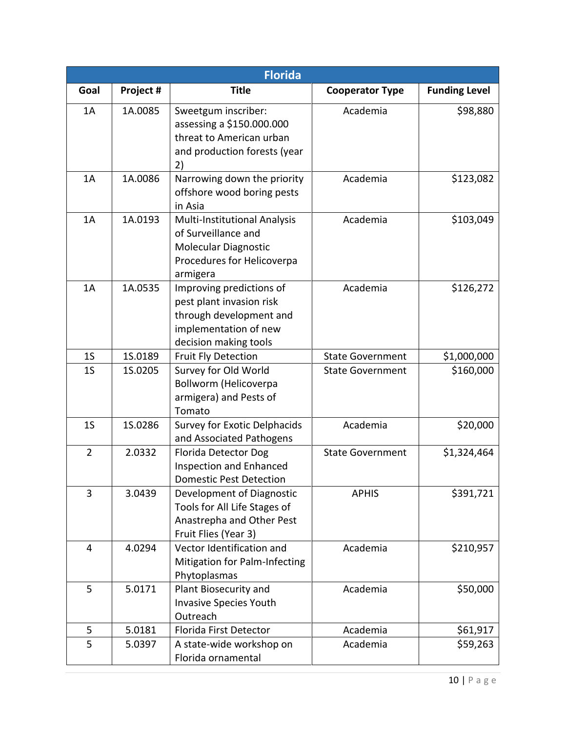| Florida | | | | |
|---|---|---|---|---|
| **Goal** | **Project #** | **Title** | **Cooperator Type** | **Funding Level** |
| 1A | 1A.0085 | Sweetgum inscriber: assessing a $150.000.000 threat to American urban and production forests (year 2) | Academia | $98,880 |
| 1A | 1A.0086 | Narrowing down the priority offshore wood boring pests in Asia | Academia | $123,082 |
| 1A | 1A.0193 | Multi-Institutional Analysis of Surveillance and Molecular Diagnostic Procedures for Helicoverpa armigera | Academia | $103,049 |
| 1A | 1A.0535 | Improving predictions of pest plant invasion risk through development and implementation of new decision making tools | Academia | $126,272 |
| 1S | 1S.0189 | Fruit Fly Detection | State Government | $1,000,000 |
| 1S | 1S.0205 | Survey for Old World Bollworm (Helicoverpa armigera) and Pests of Tomato | State Government | $160,000 |
| 1S | 1S.0286 | Survey for Exotic Delphacids and Associated Pathogens | Academia | $20,000 |
| 2 | 2.0332 | Florida Detector Dog Inspection and Enhanced Domestic Pest Detection | State Government | $1,324,464 |
| 3 | 3.0439 | Development of Diagnostic Tools for All Life Stages of Anastrepha and Other Pest Fruit Flies (Year 3) | APHIS | $391,721 |
| 4 | 4.0294 | Vector Identification and Mitigation for Palm-Infecting Phytoplasmas | Academia | $210,957 |
| 5 | 5.0171 | Plant Biosecurity and Invasive Species Youth Outreach | Academia | $50,000 |
| 5 | 5.0181 | Florida First Detector | Academia | $61,917 |
| 5 | 5.0397 | A state-wide workshop on Florida ornamental | Academia | $59,263 |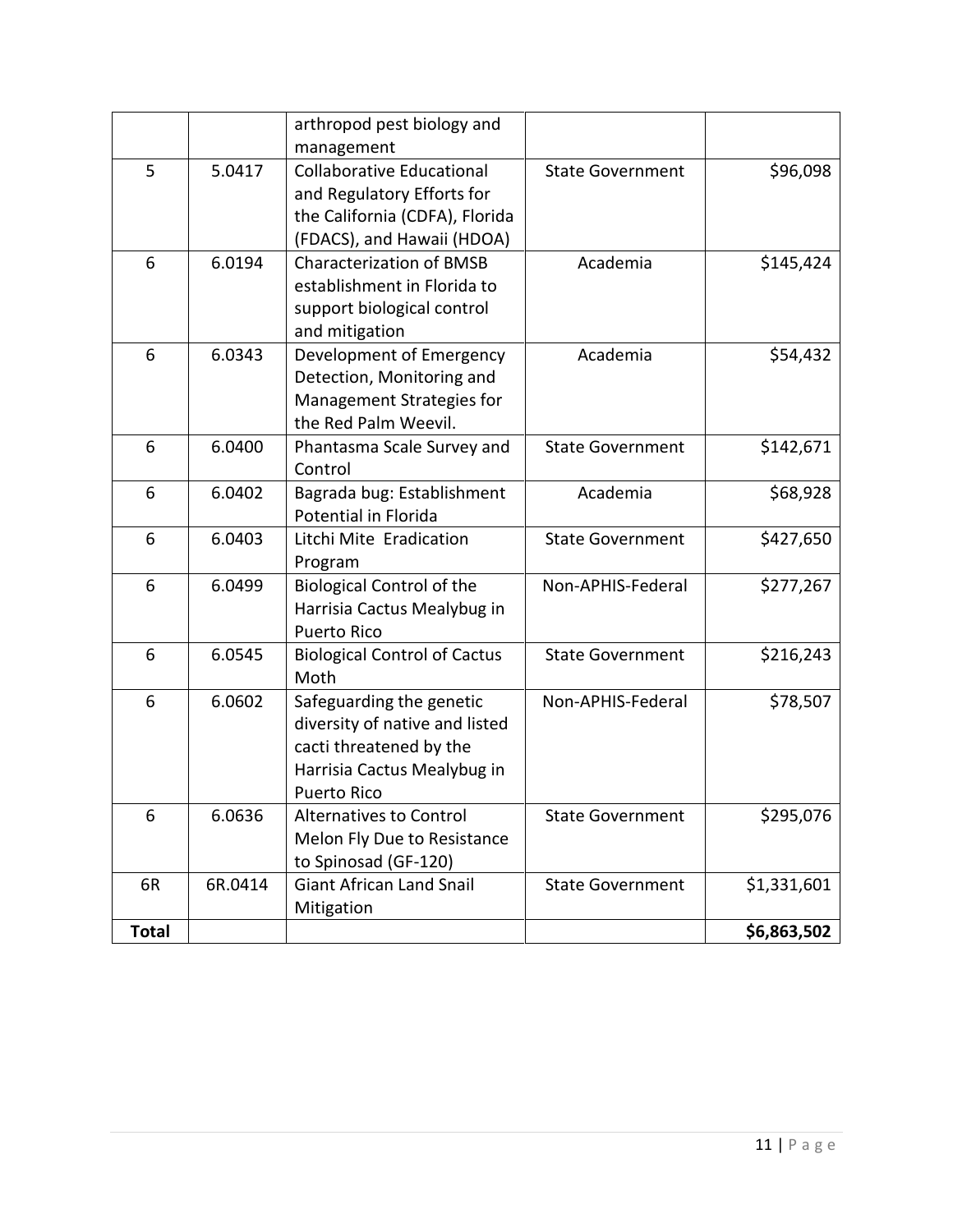| | | arthropod pest biology and management | | |
|---|---|---|---|---|
| 5 | 5.0417 | Collaborative Educational and Regulatory Efforts for the California (CDFA), Florida (FDACS), and Hawaii (HDOA) | State Government | $96,098 |
| 6 | 6.0194 | Characterization of BMSB establishment in Florida to support biological control and mitigation | Academia | $145,424 |
| 6 | 6.0343 | Development of Emergency Detection, Monitoring and Management Strategies for the Red Palm Weevil. | Academia | $54,432 |
| 6 | 6.0400 | Phantasma Scale Survey and Control | State Government | $142,671 |
| 6 | 6.0402 | Bagrada bug: Establishment Potential in Florida | Academia | $68,928 |
| 6 | 6.0403 | Litchi Mite Eradication Program | State Government | $427,650 |
| 6 | 6.0499 | Biological Control of the Harrisia Cactus Mealybug in Puerto Rico | Non-APHIS-Federal | $277,267 |
| 6 | 6.0545 | Biological Control of Cactus Moth | State Government | $216,243 |
| 6 | 6.0602 | Safeguarding the genetic diversity of native and listed cacti threatened by the Harrisia Cactus Mealybug in Puerto Rico | Non-APHIS-Federal | $78,507 |
| 6 | 6.0636 | Alternatives to Control Melon Fly Due to Resistance to Spinosad (GF-120) | State Government | $295,076 |
| 6R | 6R.0414 | Giant African Land Snail Mitigation | State Government | $1,331,601 |
| **Total** | | | | **$6,863,502** |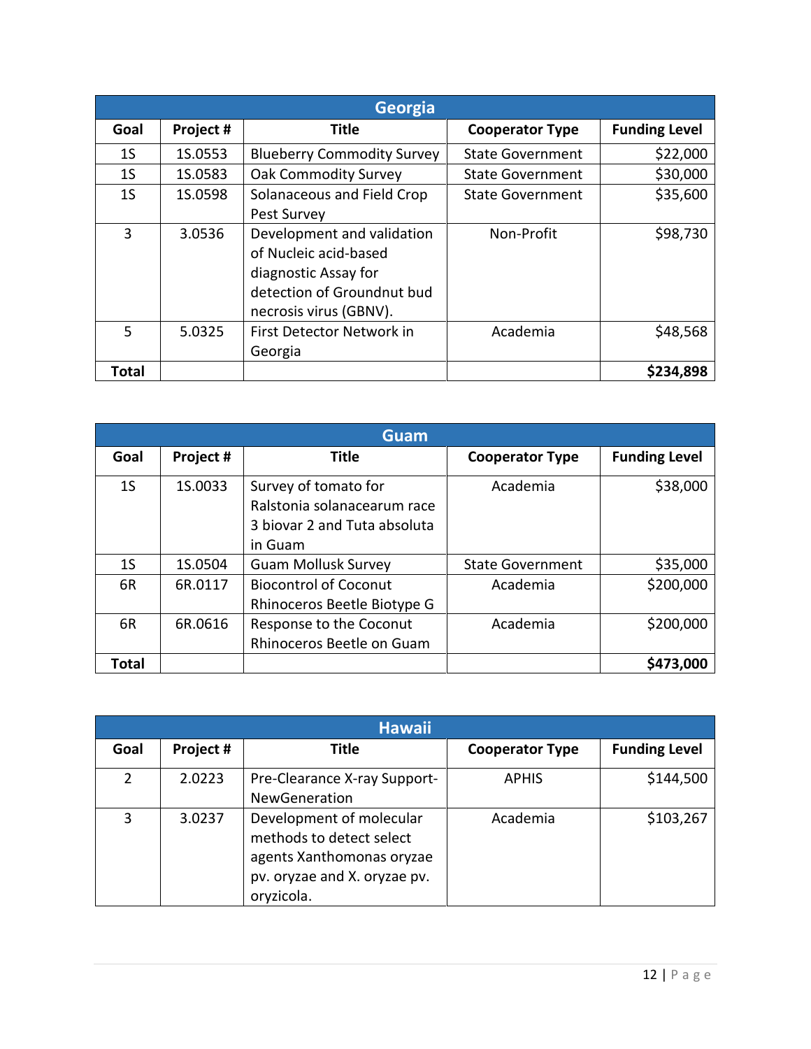| Georgia | | | | |
|---|---|---|---|---|
| **Goal** | **Project #** | **Title** | **Cooperator Type** | **Funding Level** |
| 1S | 1S.0553 | Blueberry Commodity Survey | State Government | $22,000 |
| 1S | 1S.0583 | Oak Commodity Survey | State Government | $30,000 |
| 1S | 1S.0598 | Solanaceous and Field Crop Pest Survey | State Government | $35,600 |
| 3 | 3.0536 | Development and validation of Nucleic acid-based diagnostic Assay for detection of Groundnut bud necrosis virus (GBNV). | Non-Profit | $98,730 |
| 5 | 5.0325 | First Detector Network in Georgia | Academia | $48,568 |
| **Total** | | | | **$234,898** |

| Guam | | | | |
|---|---|---|---|---|
| **Goal** | **Project #** | **Title** | **Cooperator Type** | **Funding Level** |
| 1S | 1S.0033 | Survey of tomato for Ralstonia solanacearum race 3 biovar 2 and Tuta absoluta in Guam | Academia | $38,000 |
| 1S | 1S.0504 | Guam Mollusk Survey | State Government | $35,000 |
| 6R | 6R.0117 | Biocontrol of Coconut Rhinoceros Beetle Biotype G | Academia | $200,000 |
| 6R | 6R.0616 | Response to the Coconut Rhinoceros Beetle on Guam | Academia | $200,000 |
| **Total** | | | | **$473,000** |

| Hawaii | | | | |
|---|---|---|---|---|
| **Goal** | **Project #** | **Title** | **Cooperator Type** | **Funding Level** |
| 2 | 2.0223 | Pre-Clearance X-ray Support-NewGeneration | APHIS | $144,500 |
| 3 | 3.0237 | Development of molecular methods to detect select agents Xanthomonas oryzae pv. oryzae and X. oryzae pv. oryzicola. | Academia | $103,267 |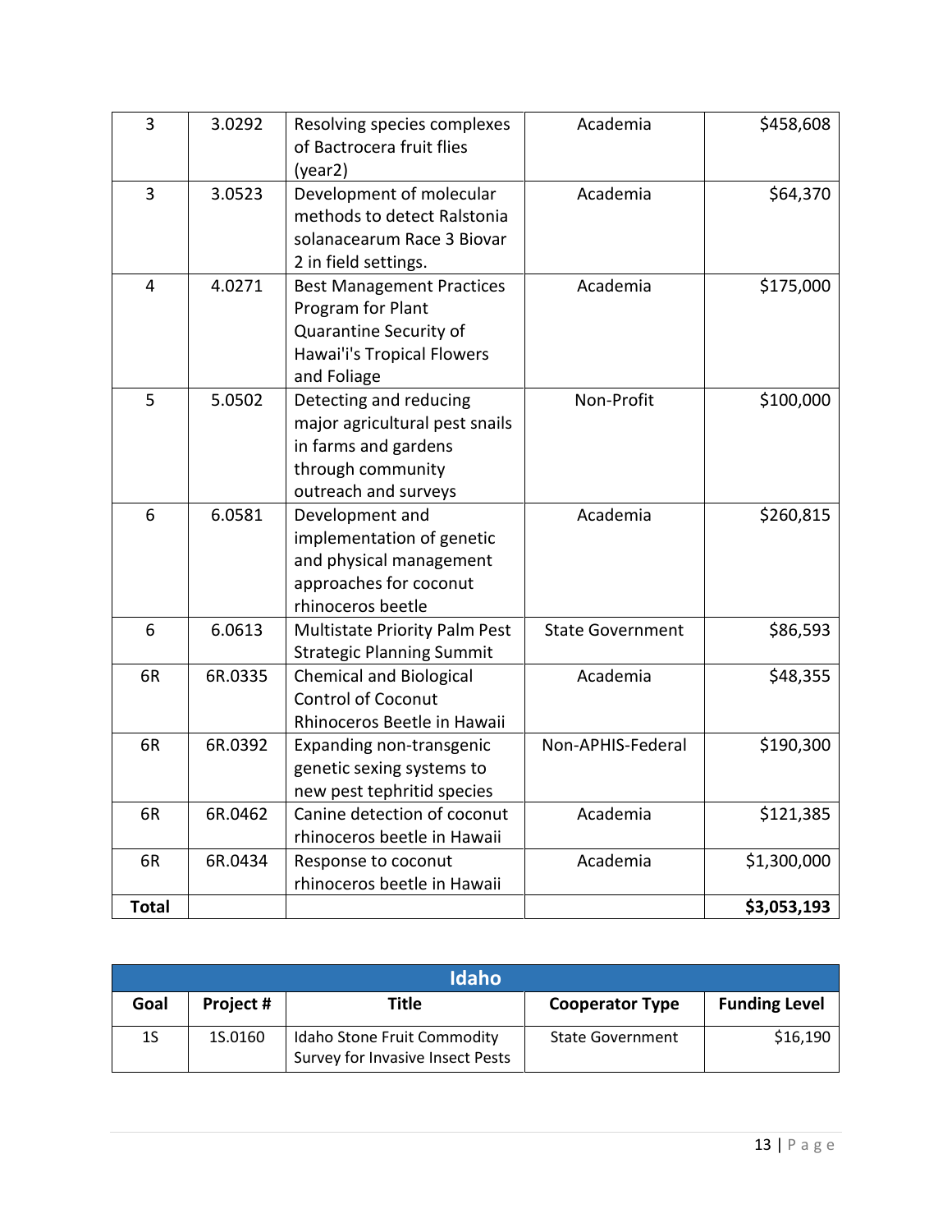| | | | | |
|---|---|---|---|---|
| 3 | 3.0292 | Resolving species complexes of Bactrocera fruit flies (year2) | Academia | $458,608 |
| 3 | 3.0523 | Development of molecular methods to detect Ralstonia solanacearum Race 3 Biovar 2 in field settings. | Academia | $64,370 |
| 4 | 4.0271 | Best Management Practices Program for Plant Quarantine Security of Hawai'i's Tropical Flowers and Foliage | Academia | $175,000 |
| 5 | 5.0502 | Detecting and reducing major agricultural pest snails in farms and gardens through community outreach and surveys | Non-Profit | $100,000 |
| 6 | 6.0581 | Development and implementation of genetic and physical management approaches for coconut rhinoceros beetle | Academia | $260,815 |
| 6 | 6.0613 | Multistate Priority Palm Pest Strategic Planning Summit | State Government | $86,593 |
| 6R | 6R.0335 | Chemical and Biological Control of Coconut Rhinoceros Beetle in Hawaii | Academia | $48,355 |
| 6R | 6R.0392 | Expanding non-transgenic genetic sexing systems to new pest tephritid species | Non-APHIS-Federal | $190,300 |
| 6R | 6R.0462 | Canine detection of coconut rhinoceros beetle in Hawaii | Academia | $121,385 |
| 6R | 6R.0434 | Response to coconut rhinoceros beetle in Hawaii | Academia | $1,300,000 |
| **Total** | | | | **$3,053,193** |

| Idaho | | | | |
|---|---|---|---|---|
| **Goal** | **Project #** | **Title** | **Cooperator Type** | **Funding Level** |
| 1S | 1S.0160 | Idaho Stone Fruit Commodity Survey for Invasive Insect Pests | State Government | $16,190 |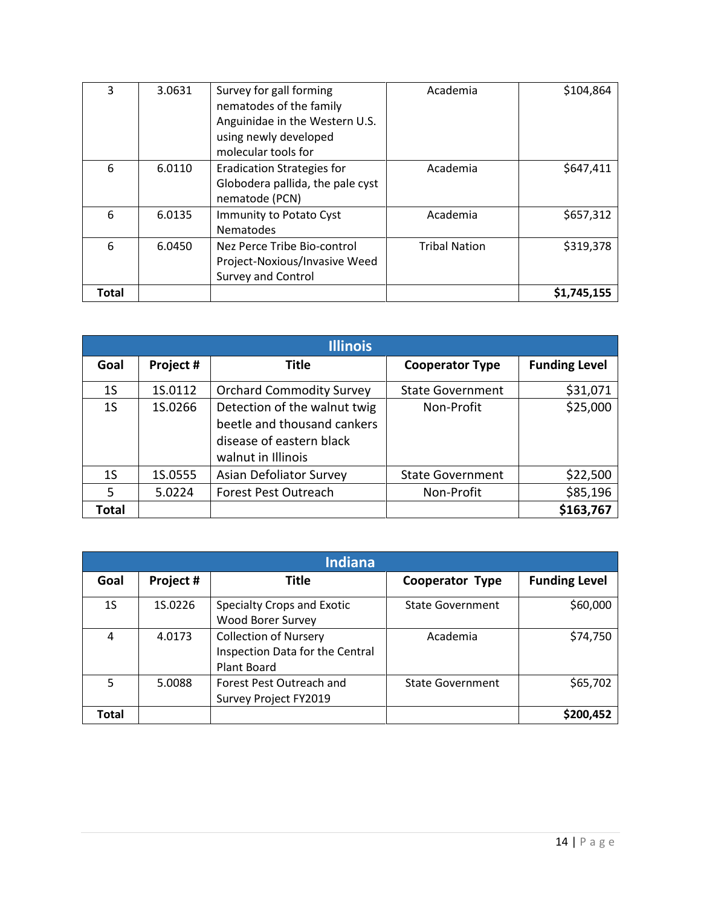| Goal | Project # | Title | Cooperator Type | Funding Level |
|---|---|---|---|---|
| 3 | 3.0631 | Survey for gall forming nematodes of the family Anguinidae in the Western U.S. using newly developed molecular tools for | Academia | $104,864 |
| 6 | 6.0110 | Eradication Strategies for Globodera pallida, the pale cyst nematode (PCN) | Academia | $647,411 |
| 6 | 6.0135 | Immunity to Potato Cyst Nematodes | Academia | $657,312 |
| 6 | 6.0450 | Nez Perce Tribe Bio-control Project-Noxious/Invasive Weed Survey and Control | Tribal Nation | $319,378 |
| **Total** | | | | **$1,745,155** |

| Illinois | | | | |
|---|---|---|---|---|
| **Goal** | **Project #** | **Title** | **Cooperator Type** | **Funding Level** |
| 1S | 1S.0112 | Orchard Commodity Survey | State Government | $31,071 |
| 1S | 1S.0266 | Detection of the walnut twig beetle and thousand cankers disease of eastern black walnut in Illinois | Non-Profit | $25,000 |
| 1S | 1S.0555 | Asian Defoliator Survey | State Government | $22,500 |
| 5 | 5.0224 | Forest Pest Outreach | Non-Profit | $85,196 |
| **Total** | | | | **$163,767** |

| Indiana | | | | |
|---|---|---|---|---|
| **Goal** | **Project #** | **Title** | **Cooperator Type** | **Funding Level** |
| 1S | 1S.0226 | Specialty Crops and Exotic Wood Borer Survey | State Government | $60,000 |
| 4 | 4.0173 | Collection of Nursery Inspection Data for the Central Plant Board | Academia | $74,750 |
| 5 | 5.0088 | Forest Pest Outreach and Survey Project FY2019 | State Government | $65,702 |
| **Total** | | | | **$200,452** |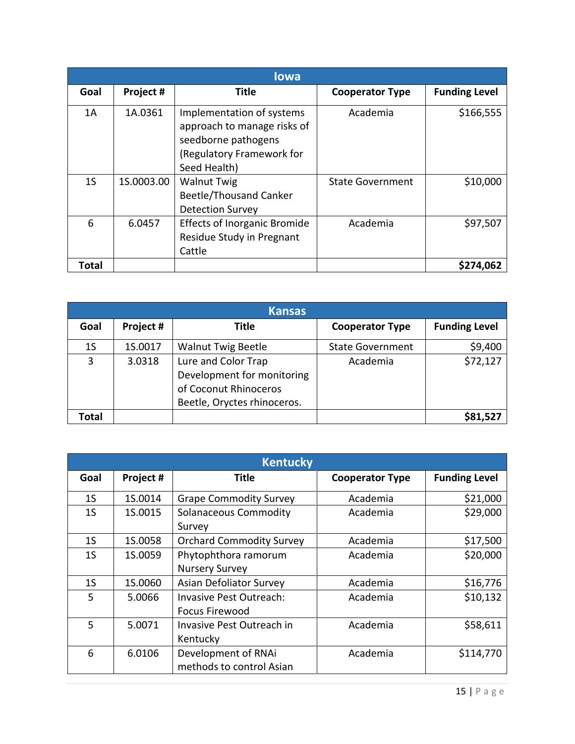| Iowa | | | | |
|---|---|---|---|---|
| **Goal** | **Project #** | **Title** | **Cooperator Type** | **Funding Level** |
| 1A | 1A.0361 | Implementation of systems approach to manage risks of seedborne pathogens (Regulatory Framework for Seed Health) | Academia | $166,555 |
| 1S | 1S.0003.00 | Walnut Twig Beetle/Thousand Canker Detection Survey | State Government | $10,000 |
| 6 | 6.0457 | Effects of Inorganic Bromide Residue Study in Pregnant Cattle | Academia | $97,507 |
| **Total** | | | | **$274,062** |

| Kansas | | | | |
|---|---|---|---|---|
| **Goal** | **Project #** | **Title** | **Cooperator Type** | **Funding Level** |
| 1S | 1S.0017 | Walnut Twig Beetle | State Government | $9,400 |
| 3 | 3.0318 | Lure and Color Trap Development for monitoring of Coconut Rhinoceros Beetle, Oryctes rhinoceros. | Academia | $72,127 |
| **Total** | | | | **$81,527** |

| Kentucky | | | | |
|---|---|---|---|---|
| **Goal** | **Project #** | **Title** | **Cooperator Type** | **Funding Level** |
| 1S | 1S.0014 | Grape Commodity Survey | Academia | $21,000 |
| 1S | 1S.0015 | Solanaceous Commodity Survey | Academia | $29,000 |
| 1S | 1S.0058 | Orchard Commodity Survey | Academia | $17,500 |
| 1S | 1S.0059 | Phytophthora ramorum Nursery Survey | Academia | $20,000 |
| 1S | 1S.0060 | Asian Defoliator Survey | Academia | $16,776 |
| 5 | 5.0066 | Invasive Pest Outreach: Focus Firewood | Academia | $10,132 |
| 5 | 5.0071 | Invasive Pest Outreach in Kentucky | Academia | $58,611 |
| 6 | 6.0106 | Development of RNAi methods to control Asian | Academia | $114,770 |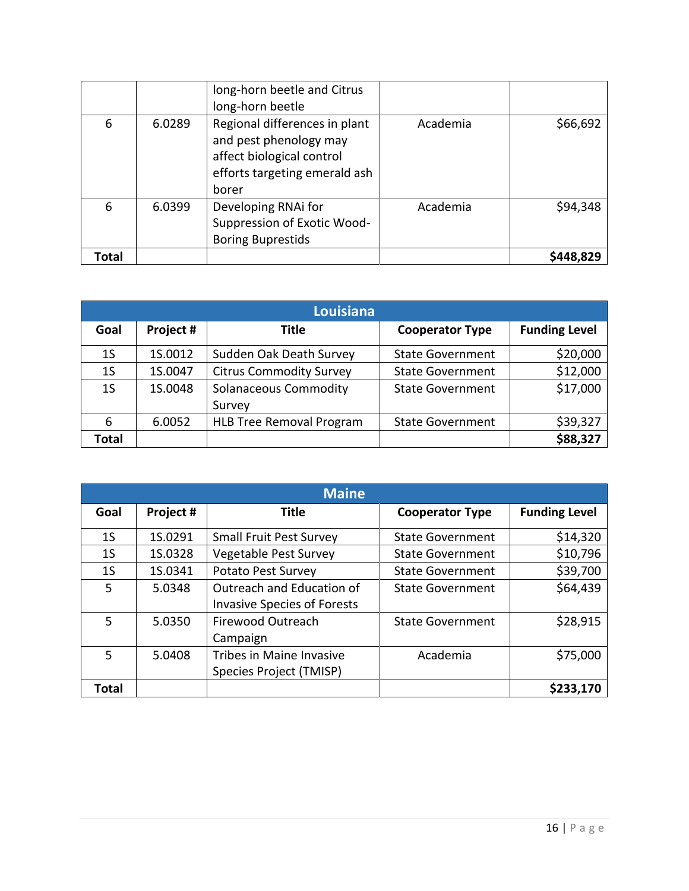| | | long-horn beetle and Citrus long-horn beetle | | |
|---|---|---|---|---|
| 6 | 6.0289 | Regional differences in plant and pest phenology may affect biological control efforts targeting emerald ash borer | Academia | $66,692 |
| 6 | 6.0399 | Developing RNAi for Suppression of Exotic Wood-Boring Buprestids | Academia | $94,348 |
| **Total** | | | | **$448,829** |

| **Louisiana** | | | | |
|---|---|---|---|---|
| **Goal** | **Project #** | **Title** | **Cooperator Type** | **Funding Level** |
| 1S | 1S.0012 | Sudden Oak Death Survey | State Government | $20,000 |
| 1S | 1S.0047 | Citrus Commodity Survey | State Government | $12,000 |
| 1S | 1S.0048 | Solanaceous Commodity Survey | State Government | $17,000 |
| 6 | 6.0052 | HLB Tree Removal Program | State Government | $39,327 |
| **Total** | | | | **$88,327** |

| **Maine** | | | | |
|---|---|---|---|---|
| **Goal** | **Project #** | **Title** | **Cooperator Type** | **Funding Level** |
| 1S | 1S.0291 | Small Fruit Pest Survey | State Government | $14,320 |
| 1S | 1S.0328 | Vegetable Pest Survey | State Government | $10,796 |
| 1S | 1S.0341 | Potato Pest Survey | State Government | $39,700 |
| 5 | 5.0348 | Outreach and Education of Invasive Species of Forests | State Government | $64,439 |
| 5 | 5.0350 | Firewood Outreach Campaign | State Government | $28,915 |
| 5 | 5.0408 | Tribes in Maine Invasive Species Project (TMISP) | Academia | $75,000 |
| **Total** | | | | **$233,170** |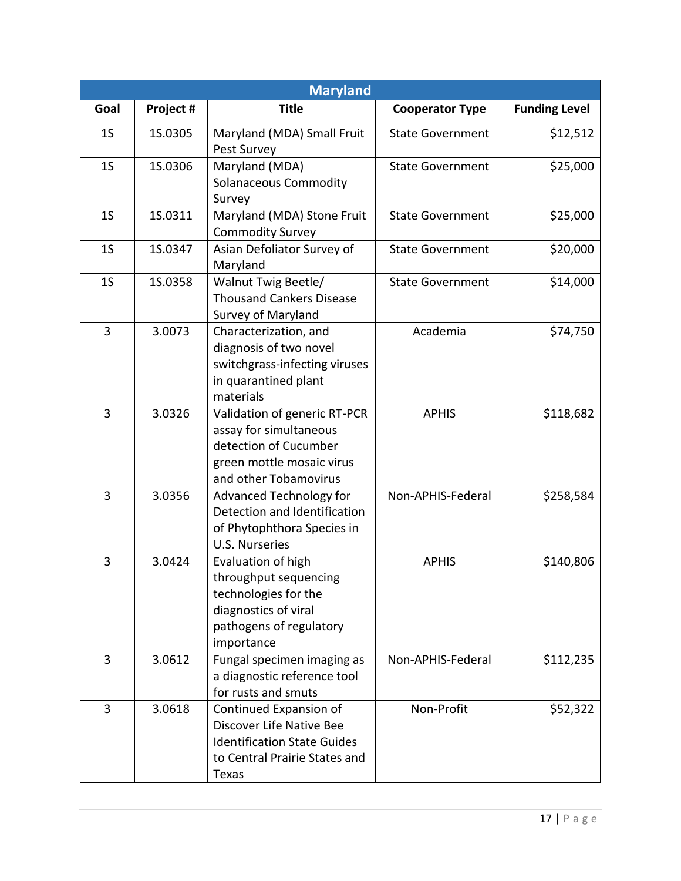| Maryland | | | | |
|---|---|---|---|---|
| **Goal** | **Project #** | **Title** | **Cooperator Type** | **Funding Level** |
| 1S | 1S.0305 | Maryland (MDA) Small Fruit Pest Survey | State Government | $12,512 |
| 1S | 1S.0306 | Maryland (MDA) Solanaceous Commodity Survey | State Government | $25,000 |
| 1S | 1S.0311 | Maryland (MDA) Stone Fruit Commodity Survey | State Government | $25,000 |
| 1S | 1S.0347 | Asian Defoliator Survey of Maryland | State Government | $20,000 |
| 1S | 1S.0358 | Walnut Twig Beetle/ Thousand Cankers Disease Survey of Maryland | State Government | $14,000 |
| 3 | 3.0073 | Characterization, and diagnosis of two novel switchgrass-infecting viruses in quarantined plant materials | Academia | $74,750 |
| 3 | 3.0326 | Validation of generic RT-PCR assay for simultaneous detection of Cucumber green mottle mosaic virus and other Tobamovirus | APHIS | $118,682 |
| 3 | 3.0356 | Advanced Technology for Detection and Identification of Phytophthora Species in U.S. Nurseries | Non-APHIS-Federal | $258,584 |
| 3 | 3.0424 | Evaluation of high throughput sequencing technologies for the diagnostics of viral pathogens of regulatory importance | APHIS | $140,806 |
| 3 | 3.0612 | Fungal specimen imaging as a diagnostic reference tool for rusts and smuts | Non-APHIS-Federal | $112,235 |
| 3 | 3.0618 | Continued Expansion of Discover Life Native Bee Identification State Guides to Central Prairie States and Texas | Non-Profit | $52,322 |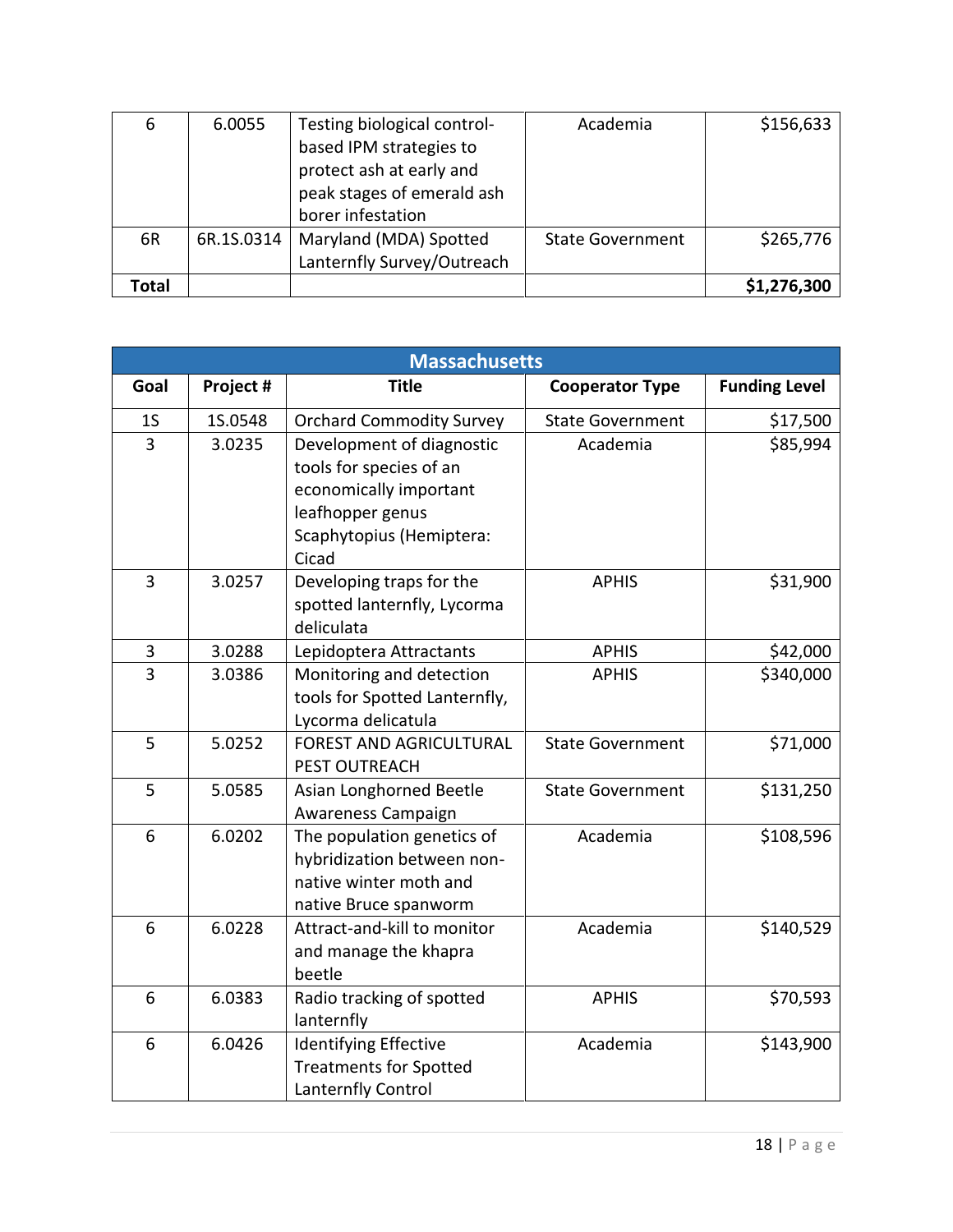| 6 | 6.0055 | Testing biological control-based IPM strategies to protect ash at early and peak stages of emerald ash borer infestation | Academia | $156,633 |
|---|---|---|---|---|
| 6R | 6R.1S.0314 | Maryland (MDA) Spotted Lanternfly Survey/Outreach | State Government | $265,776 |
| **Total** | | | | **$1,276,300** |

| **Massachusetts** | | | | |
|---|---|---|---|---|
| **Goal** | **Project #** | **Title** | **Cooperator Type** | **Funding Level** |
| 1S | 1S.0548 | Orchard Commodity Survey | State Government | $17,500 |
| 3 | 3.0235 | Development of diagnostic tools for species of an economically important leafhopper genus Scaphytopius (Hemiptera: Cicad | Academia | $85,994 |
| 3 | 3.0257 | Developing traps for the spotted lanternfly, Lycorma deliculata | APHIS | $31,900 |
| 3 | 3.0288 | Lepidoptera Attractants | APHIS | $42,000 |
| 3 | 3.0386 | Monitoring and detection tools for Spotted Lanternfly, Lycorma delicatula | APHIS | $340,000 |
| 5 | 5.0252 | FOREST AND AGRICULTURAL PEST OUTREACH | State Government | $71,000 |
| 5 | 5.0585 | Asian Longhorned Beetle Awareness Campaign | State Government | $131,250 |
| 6 | 6.0202 | The population genetics of hybridization between non-native winter moth and native Bruce spanworm | Academia | $108,596 |
| 6 | 6.0228 | Attract-and-kill to monitor and manage the khapra beetle | Academia | $140,529 |
| 6 | 6.0383 | Radio tracking of spotted lanternfly | APHIS | $70,593 |
| 6 | 6.0426 | Identifying Effective Treatments for Spotted Lanternfly Control | Academia | $143,900 |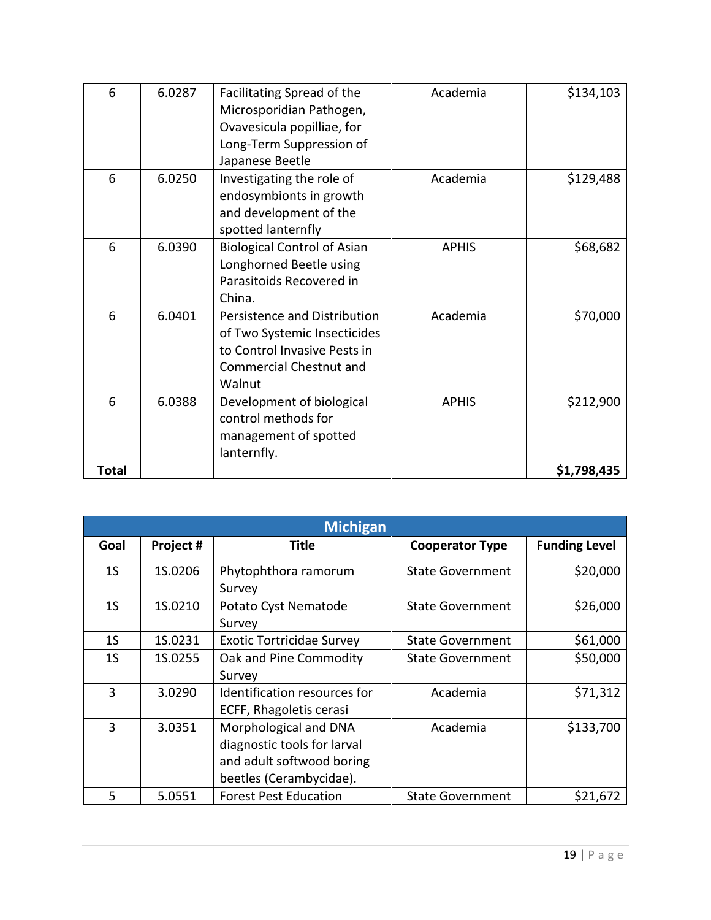| 6 | 6.0287 | Facilitating Spread of the Microsporidian Pathogen, Ovavesicula popilliae, for Long-Term Suppression of Japanese Beetle | Academia | $134,103 |
|---|---|---|---|---|
| 6 | 6.0250 | Investigating the role of endosymbionts in growth and development of the spotted lanternfly | Academia | $129,488 |
| 6 | 6.0390 | Biological Control of Asian Longhorned Beetle using Parasitoids Recovered in China. | APHIS | $68,682 |
| 6 | 6.0401 | Persistence and Distribution of Two Systemic Insecticides to Control Invasive Pests in Commercial Chestnut and Walnut | Academia | $70,000 |
| 6 | 6.0388 | Development of biological control methods for management of spotted lanternfly. | APHIS | $212,900 |
| **Total** | | | | **$1,798,435** |

| **Michigan** | | | | |
|---|---|---|---|---|
| **Goal** | **Project #** | **Title** | **Cooperator Type** | **Funding Level** |
| 1S | 1S.0206 | Phytophthora ramorum Survey | State Government | $20,000 |
| 1S | 1S.0210 | Potato Cyst Nematode Survey | State Government | $26,000 |
| 1S | 1S.0231 | Exotic Tortricidae Survey | State Government | $61,000 |
| 1S | 1S.0255 | Oak and Pine Commodity Survey | State Government | $50,000 |
| 3 | 3.0290 | Identification resources for ECFF, Rhagoletis cerasi | Academia | $71,312 |
| 3 | 3.0351 | Morphological and DNA diagnostic tools for larval and adult softwood boring beetles (Cerambycidae). | Academia | $133,700 |
| 5 | 5.0551 | Forest Pest Education | State Government | $21,672 |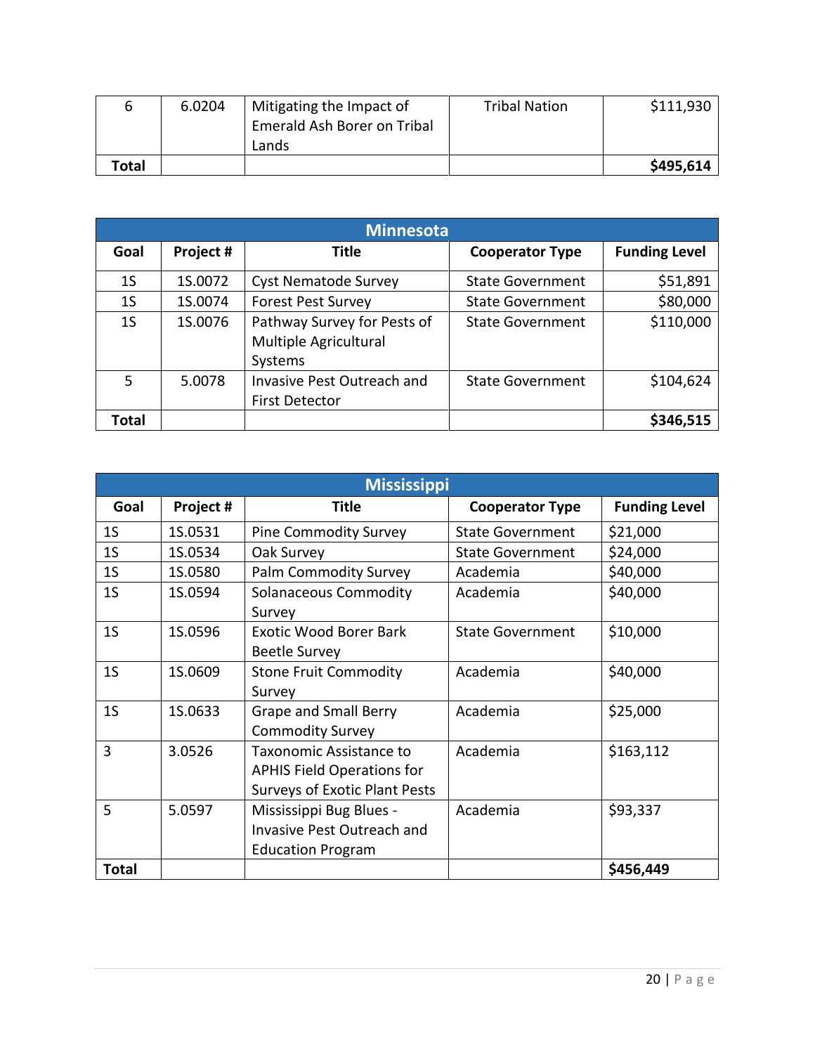| 6 | 6.0204 | Mitigating the Impact of Emerald Ash Borer on Tribal Lands | Tribal Nation | $111,930 |
|---|---|---|---|---|
| **Total** | | | | **$495,614** |

| Minnesota | | | | |
|---|---|---|---|---|
| **Goal** | **Project #** | **Title** | **Cooperator Type** | **Funding Level** |
| 1S | 1S.0072 | Cyst Nematode Survey | State Government | $51,891 |
| 1S | 1S.0074 | Forest Pest Survey | State Government | $80,000 |
| 1S | 1S.0076 | Pathway Survey for Pests of Multiple Agricultural Systems | State Government | $110,000 |
| 5 | 5.0078 | Invasive Pest Outreach and First Detector | State Government | $104,624 |
| **Total** | | | | **$346,515** |

| Mississippi | | | | |
|---|---|---|---|---|
| **Goal** | **Project #** | **Title** | **Cooperator Type** | **Funding Level** |
| 1S | 1S.0531 | Pine Commodity Survey | State Government | $21,000 |
| 1S | 1S.0534 | Oak Survey | State Government | $24,000 |
| 1S | 1S.0580 | Palm Commodity Survey | Academia | $40,000 |
| 1S | 1S.0594 | Solanaceous Commodity Survey | Academia | $40,000 |
| 1S | 1S.0596 | Exotic Wood Borer Bark Beetle Survey | State Government | $10,000 |
| 1S | 1S.0609 | Stone Fruit Commodity Survey | Academia | $40,000 |
| 1S | 1S.0633 | Grape and Small Berry Commodity Survey | Academia | $25,000 |
| 3 | 3.0526 | Taxonomic Assistance to APHIS Field Operations for Surveys of Exotic Plant Pests | Academia | $163,112 |
| 5 | 5.0597 | Mississippi Bug Blues - Invasive Pest Outreach and Education Program | Academia | $93,337 |
| **Total** | | | | **$456,449** |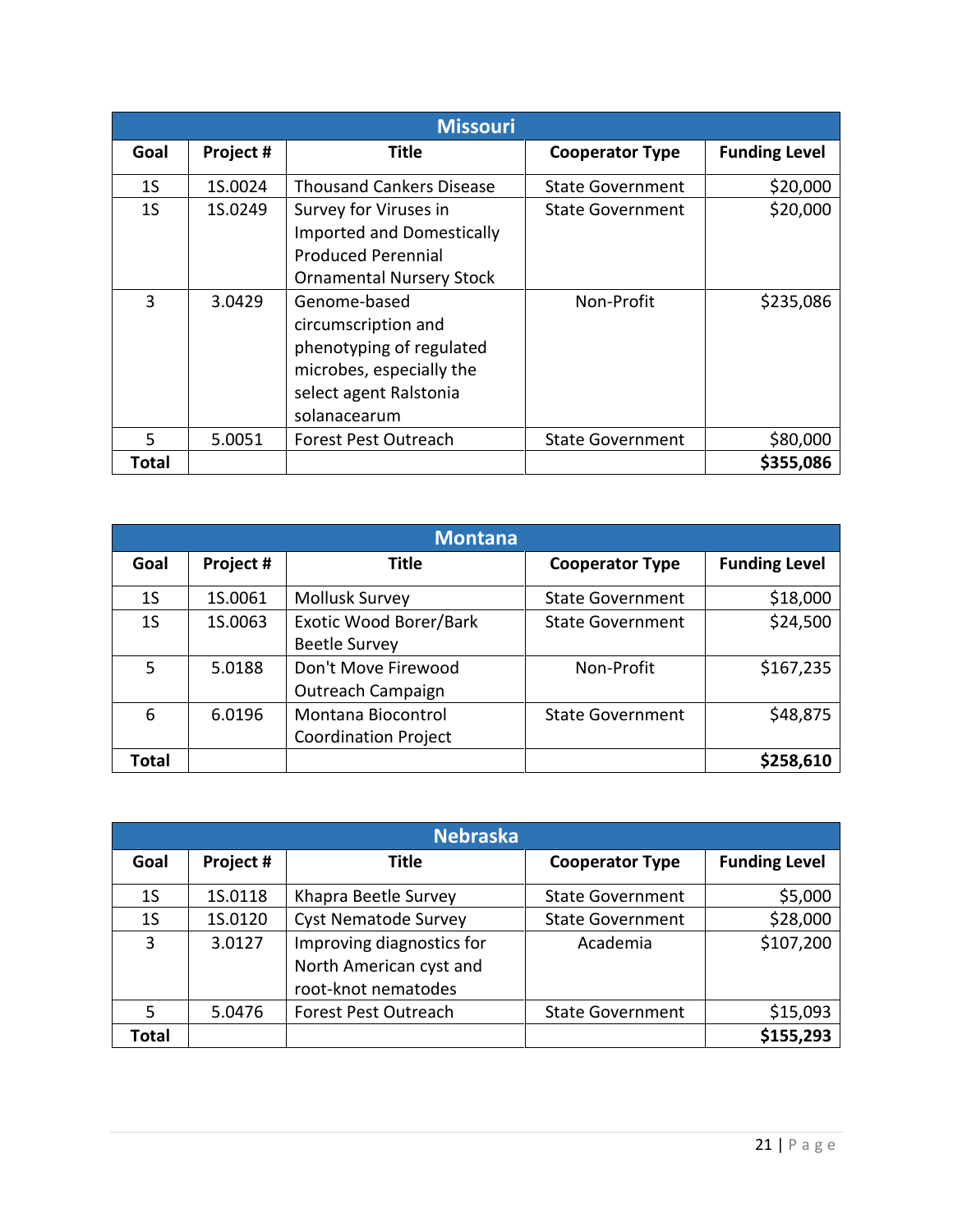| Missouri | | | | |
|---|---|---|---|---|
| **Goal** | **Project #** | **Title** | **Cooperator Type** | **Funding Level** |
| 1S | 1S.0024 | Thousand Cankers Disease | State Government | $20,000 |
| 1S | 1S.0249 | Survey for Viruses in Imported and Domestically Produced Perennial Ornamental Nursery Stock | State Government | $20,000 |
| 3 | 3.0429 | Genome-based circumscription and phenotyping of regulated microbes, especially the select agent Ralstonia solanacearum | Non-Profit | $235,086 |
| 5 | 5.0051 | Forest Pest Outreach | State Government | $80,000 |
| **Total** | | | | **$355,086** |

| Montana | | | | |
|---|---|---|---|---|
| **Goal** | **Project #** | **Title** | **Cooperator Type** | **Funding Level** |
| 1S | 1S.0061 | Mollusk Survey | State Government | $18,000 |
| 1S | 1S.0063 | Exotic Wood Borer/Bark Beetle Survey | State Government | $24,500 |
| 5 | 5.0188 | Don't Move Firewood Outreach Campaign | Non-Profit | $167,235 |
| 6 | 6.0196 | Montana Biocontrol Coordination Project | State Government | $48,875 |
| **Total** | | | | **$258,610** |

| Nebraska | | | | |
|---|---|---|---|---|
| **Goal** | **Project #** | **Title** | **Cooperator Type** | **Funding Level** |
| 1S | 1S.0118 | Khapra Beetle Survey | State Government | $5,000 |
| 1S | 1S.0120 | Cyst Nematode Survey | State Government | $28,000 |
| 3 | 3.0127 | Improving diagnostics for North American cyst and root-knot nematodes | Academia | $107,200 |
| 5 | 5.0476 | Forest Pest Outreach | State Government | $15,093 |
| **Total** | | | | **$155,293** |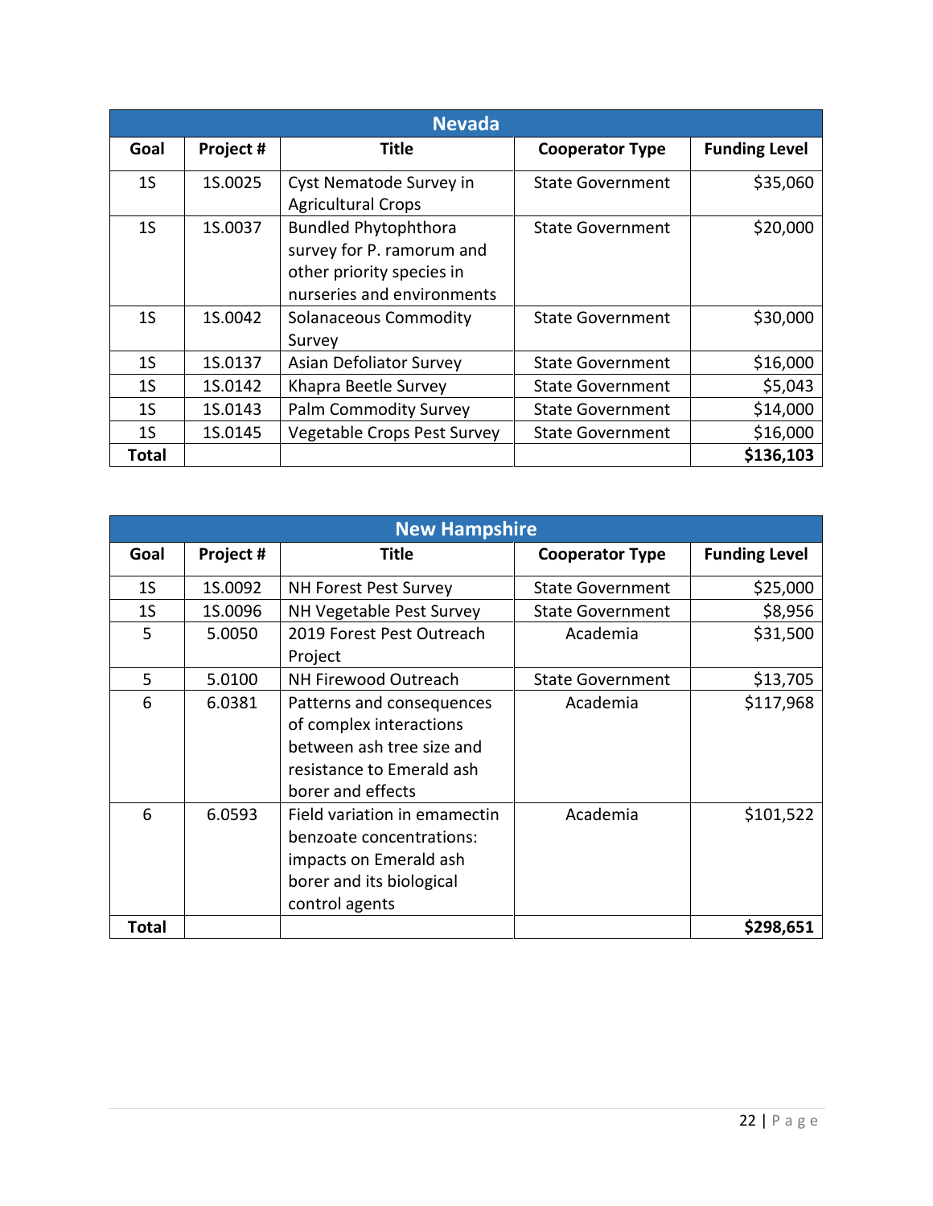| Nevada | | | | |
|---|---|---|---|---|
| **Goal** | **Project #** | **Title** | **Cooperator Type** | **Funding Level** |
| 1S | 1S.0025 | Cyst Nematode Survey in Agricultural Crops | State Government | $35,060 |
| 1S | 1S.0037 | Bundled Phytophthora survey for P. ramorum and other priority species in nurseries and environments | State Government | $20,000 |
| 1S | 1S.0042 | Solanaceous Commodity Survey | State Government | $30,000 |
| 1S | 1S.0137 | Asian Defoliator Survey | State Government | $16,000 |
| 1S | 1S.0142 | Khapra Beetle Survey | State Government | $5,043 |
| 1S | 1S.0143 | Palm Commodity Survey | State Government | $14,000 |
| 1S | 1S.0145 | Vegetable Crops Pest Survey | State Government | $16,000 |
| **Total** | | | | **$136,103** |

| New Hampshire | | | | |
|---|---|---|---|---|
| **Goal** | **Project #** | **Title** | **Cooperator Type** | **Funding Level** |
| 1S | 1S.0092 | NH Forest Pest Survey | State Government | $25,000 |
| 1S | 1S.0096 | NH Vegetable Pest Survey | State Government | $8,956 |
| 5 | 5.0050 | 2019 Forest Pest Outreach Project | Academia | $31,500 |
| 5 | 5.0100 | NH Firewood Outreach | State Government | $13,705 |
| 6 | 6.0381 | Patterns and consequences of complex interactions between ash tree size and resistance to Emerald ash borer and effects | Academia | $117,968 |
| 6 | 6.0593 | Field variation in emamectin benzoate concentrations: impacts on Emerald ash borer and its biological control agents | Academia | $101,522 |
| **Total** | | | | **$298,651** |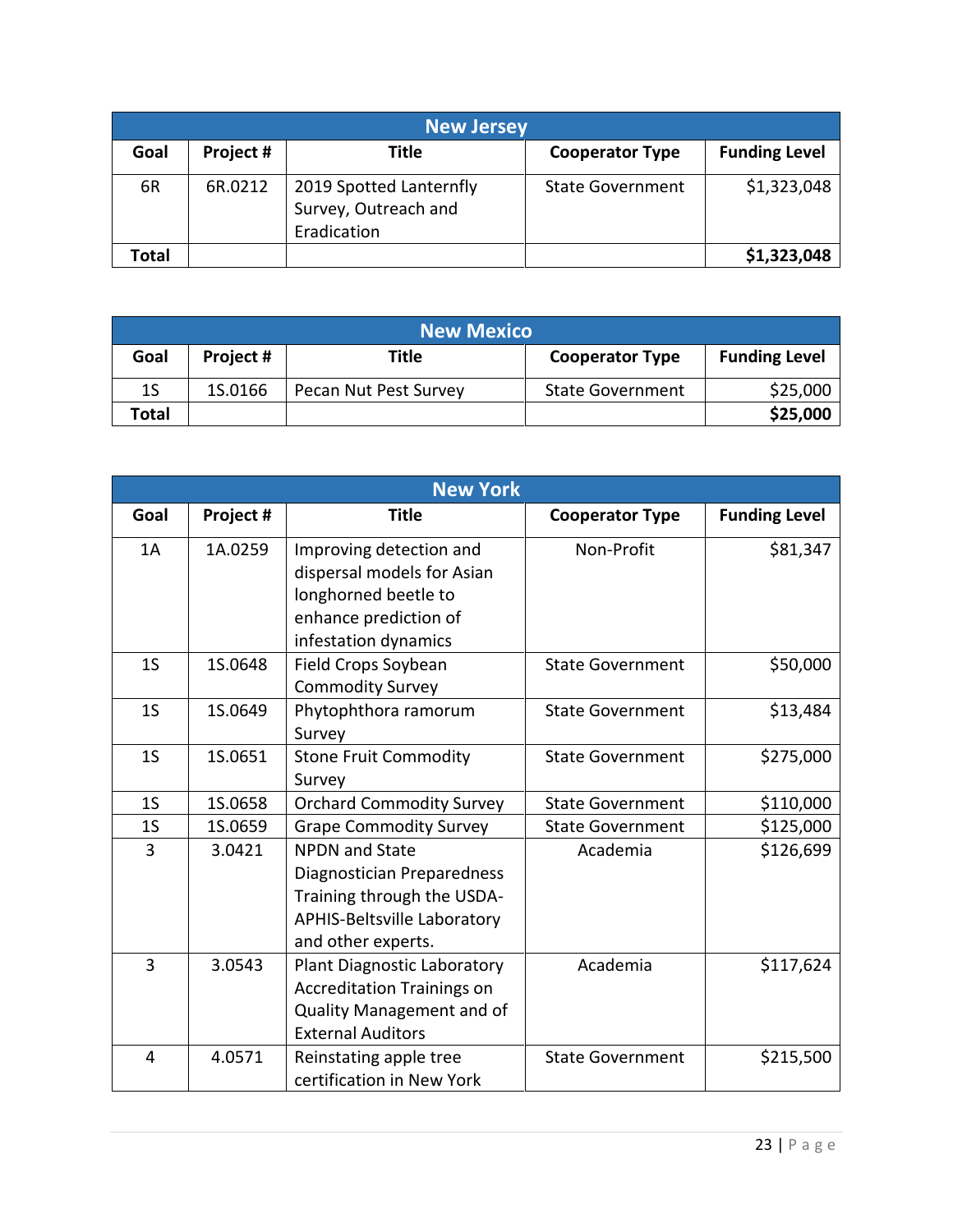| New Jersey | | | | |
|---|---|---|---|---|
| **Goal** | **Project #** | **Title** | **Cooperator Type** | **Funding Level** |
| 6R | 6R.0212 | 2019 Spotted Lanternfly Survey, Outreach and Eradication | State Government | $1,323,048 |
| **Total** | | | | **$1,323,048** |

| New Mexico | | | | |
|---|---|---|---|---|
| **Goal** | **Project #** | **Title** | **Cooperator Type** | **Funding Level** |
| 1S | 1S.0166 | Pecan Nut Pest Survey | State Government | $25,000 |
| **Total** | | | | **$25,000** |

| New York | | | | |
|---|---|---|---|---|
| **Goal** | **Project #** | **Title** | **Cooperator Type** | **Funding Level** |
| 1A | 1A.0259 | Improving detection and dispersal models for Asian longhorned beetle to enhance prediction of infestation dynamics | Non-Profit | $81,347 |
| 1S | 1S.0648 | Field Crops Soybean Commodity Survey | State Government | $50,000 |
| 1S | 1S.0649 | Phytophthora ramorum Survey | State Government | $13,484 |
| 1S | 1S.0651 | Stone Fruit Commodity Survey | State Government | $275,000 |
| 1S | 1S.0658 | Orchard Commodity Survey | State Government | $110,000 |
| 1S | 1S.0659 | Grape Commodity Survey | State Government | $125,000 |
| 3 | 3.0421 | NPDN and State Diagnostician Preparedness Training through the USDA-APHIS-Beltsville Laboratory and other experts. | Academia | $126,699 |
| 3 | 3.0543 | Plant Diagnostic Laboratory Accreditation Trainings on Quality Management and of External Auditors | Academia | $117,624 |
| 4 | 4.0571 | Reinstating apple tree certification in New York | State Government | $215,500 |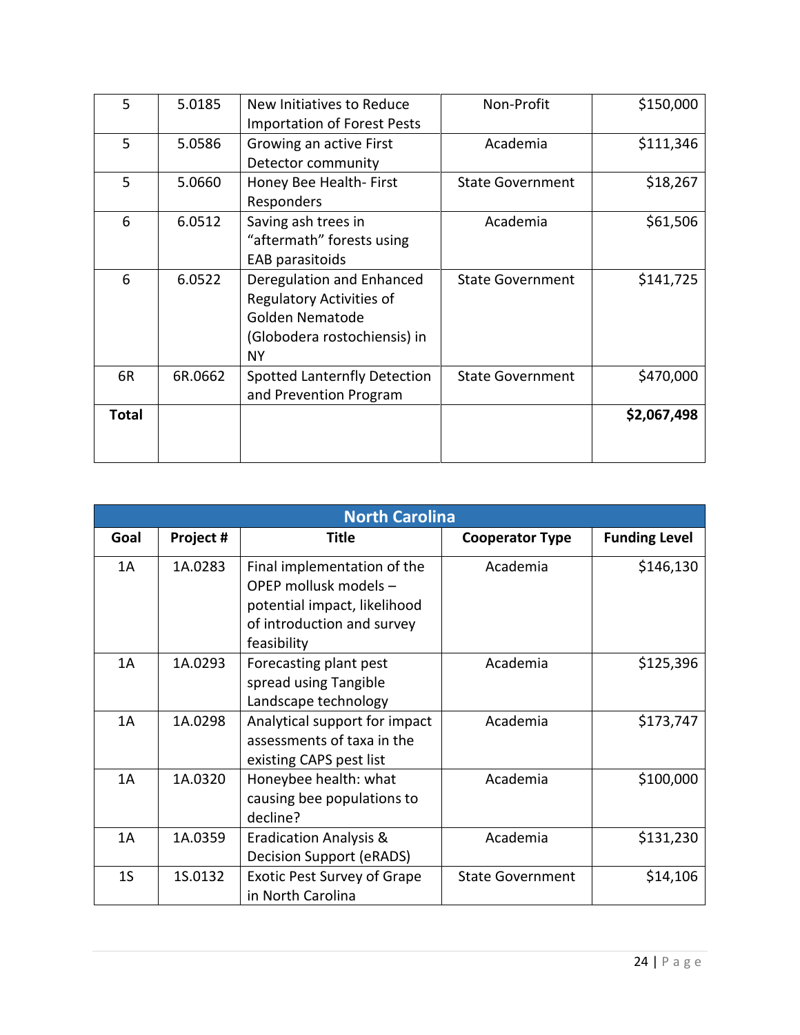| | | | | |
|---|---|---|---|---|
| 5 | 5.0185 | New Initiatives to Reduce Importation of Forest Pests | Non-Profit | $150,000 |
| 5 | 5.0586 | Growing an active First Detector community | Academia | $111,346 |
| 5 | 5.0660 | Honey Bee Health- First Responders | State Government | $18,267 |
| 6 | 6.0512 | Saving ash trees in "aftermath" forests using EAB parasitoids | Academia | $61,506 |
| 6 | 6.0522 | Deregulation and Enhanced Regulatory Activities of Golden Nematode (Globodera rostochiensis) in NY | State Government | $141,725 |
| 6R | 6R.0662 | Spotted Lanternfly Detection and Prevention Program | State Government | $470,000 |
| **Total** | | | | **$2,067,498** |

| North Carolina | | | | |
|---|---|---|---|---|
| **Goal** | **Project #** | **Title** | **Cooperator Type** | **Funding Level** |
| 1A | 1A.0283 | Final implementation of the OPEP mollusk models – potential impact, likelihood of introduction and survey feasibility | Academia | $146,130 |
| 1A | 1A.0293 | Forecasting plant pest spread using Tangible Landscape technology | Academia | $125,396 |
| 1A | 1A.0298 | Analytical support for impact assessments of taxa in the existing CAPS pest list | Academia | $173,747 |
| 1A | 1A.0320 | Honeybee health: what causing bee populations to decline? | Academia | $100,000 |
| 1A | 1A.0359 | Eradication Analysis & Decision Support (eRADS) | Academia | $131,230 |
| 1S | 1S.0132 | Exotic Pest Survey of Grape in North Carolina | State Government | $14,106 |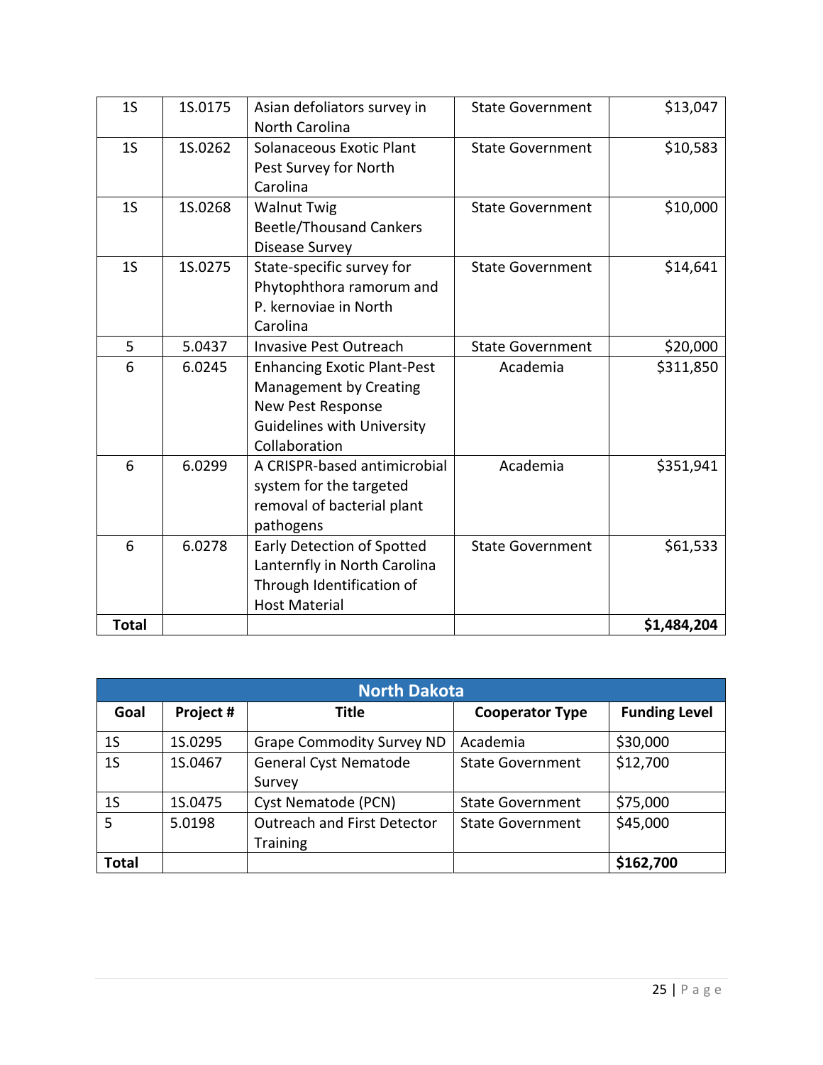| Goal | Project # | Title | Cooperator Type | Funding Level |
|---|---|---|---|---|
| 1S | 1S.0175 | Asian defoliators survey in North Carolina | State Government | $13,047 |
| 1S | 1S.0262 | Solanaceous Exotic Plant Pest Survey for North Carolina | State Government | $10,583 |
| 1S | 1S.0268 | Walnut Twig Beetle/Thousand Cankers Disease Survey | State Government | $10,000 |
| 1S | 1S.0275 | State-specific survey for Phytophthora ramorum and P. kernoviae in North Carolina | State Government | $14,641 |
| 5 | 5.0437 | Invasive Pest Outreach | State Government | $20,000 |
| 6 | 6.0245 | Enhancing Exotic Plant-Pest Management by Creating New Pest Response Guidelines with University Collaboration | Academia | $311,850 |
| 6 | 6.0299 | A CRISPR-based antimicrobial system for the targeted removal of bacterial plant pathogens | Academia | $351,941 |
| 6 | 6.0278 | Early Detection of Spotted Lanternfly in North Carolina Through Identification of Host Material | State Government | $61,533 |
| **Total** | | | | **$1,484,204** |

| North Dakota | | | | |
|---|---|---|---|---|
| **Goal** | **Project #** | **Title** | **Cooperator Type** | **Funding Level** |
| 1S | 1S.0295 | Grape Commodity Survey ND | Academia | $30,000 |
| 1S | 1S.0467 | General Cyst Nematode Survey | State Government | $12,700 |
| 1S | 1S.0475 | Cyst Nematode (PCN) | State Government | $75,000 |
| 5 | 5.0198 | Outreach and First Detector Training | State Government | $45,000 |
| **Total** | | | | **$162,700** |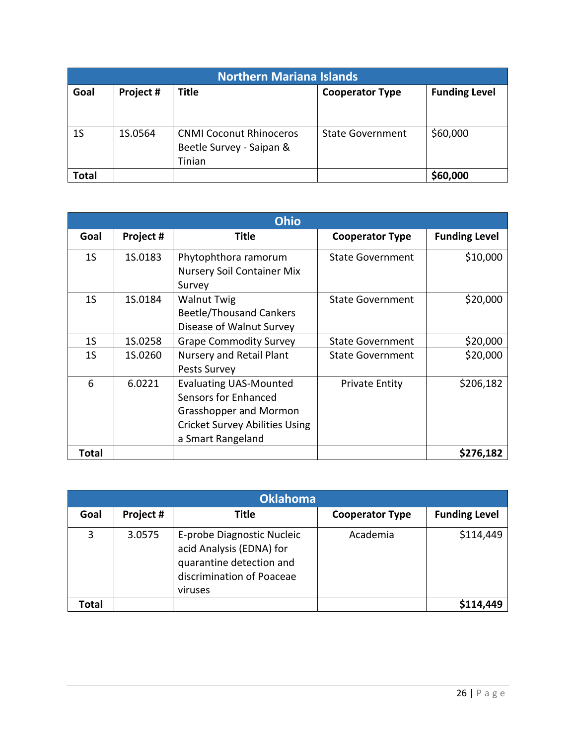| Northern Mariana Islands | | | | |
|---|---|---|---|---|
| **Goal** | **Project #** | **Title** | **Cooperator Type** | **Funding Level** |
| 1S | 1S.0564 | CNMI Coconut Rhinoceros Beetle Survey - Saipan & Tinian | State Government | $60,000 |
| **Total** | | | | **$60,000** |

| Ohio | | | | |
|---|---|---|---|---|
| **Goal** | **Project #** | **Title** | **Cooperator Type** | **Funding Level** |
| 1S | 1S.0183 | Phytophthora ramorum Nursery Soil Container Mix Survey | State Government | $10,000 |
| 1S | 1S.0184 | Walnut Twig Beetle/Thousand Cankers Disease of Walnut Survey | State Government | $20,000 |
| 1S | 1S.0258 | Grape Commodity Survey | State Government | $20,000 |
| 1S | 1S.0260 | Nursery and Retail Plant Pests Survey | State Government | $20,000 |
| 6 | 6.0221 | Evaluating UAS-Mounted Sensors for Enhanced Grasshopper and Mormon Cricket Survey Abilities Using a Smart Rangeland | Private Entity | $206,182 |
| **Total** | | | | **$276,182** |

| Oklahoma | | | | |
|---|---|---|---|---|
| **Goal** | **Project #** | **Title** | **Cooperator Type** | **Funding Level** |
| 3 | 3.0575 | E-probe Diagnostic Nucleic acid Analysis (EDNA) for quarantine detection and discrimination of Poaceae viruses | Academia | $114,449 |
| **Total** | | | | **$114,449** |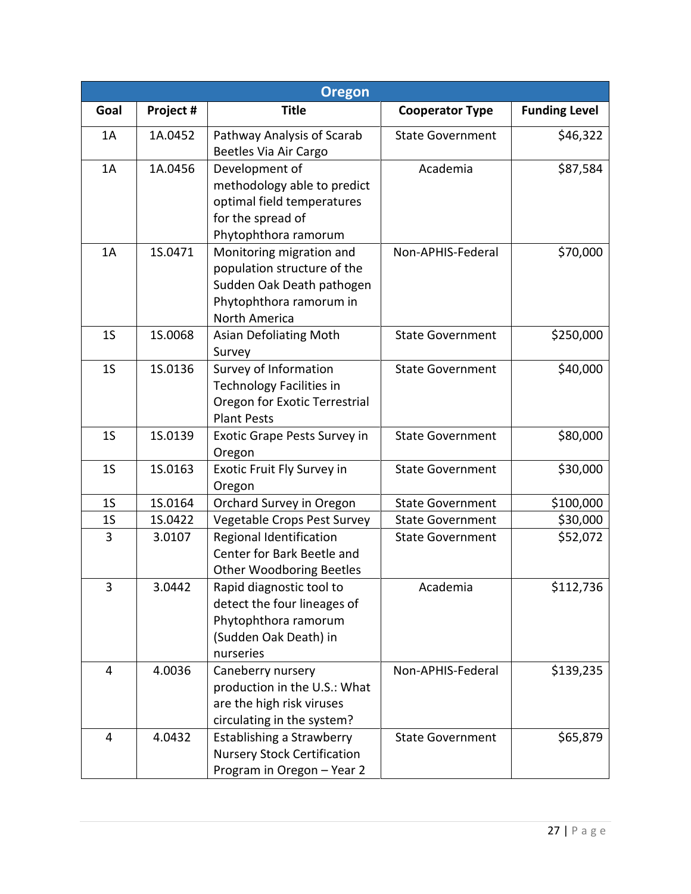| Oregon | | | | |
|---|---|---|---|---|
| **Goal** | **Project #** | **Title** | **Cooperator Type** | **Funding Level** |
| 1A | 1A.0452 | Pathway Analysis of Scarab Beetles Via Air Cargo | State Government | $46,322 |
| 1A | 1A.0456 | Development of methodology able to predict optimal field temperatures for the spread of Phytophthora ramorum | Academia | $87,584 |
| 1A | 1S.0471 | Monitoring migration and population structure of the Sudden Oak Death pathogen Phytophthora ramorum in North America | Non-APHIS-Federal | $70,000 |
| 1S | 1S.0068 | Asian Defoliating Moth Survey | State Government | $250,000 |
| 1S | 1S.0136 | Survey of Information Technology Facilities in Oregon for Exotic Terrestrial Plant Pests | State Government | $40,000 |
| 1S | 1S.0139 | Exotic Grape Pests Survey in Oregon | State Government | $80,000 |
| 1S | 1S.0163 | Exotic Fruit Fly Survey in Oregon | State Government | $30,000 |
| 1S | 1S.0164 | Orchard Survey in Oregon | State Government | $100,000 |
| 1S | 1S.0422 | Vegetable Crops Pest Survey | State Government | $30,000 |
| 3 | 3.0107 | Regional Identification Center for Bark Beetle and Other Woodboring Beetles | State Government | $52,072 |
| 3 | 3.0442 | Rapid diagnostic tool to detect the four lineages of Phytophthora ramorum (Sudden Oak Death) in nurseries | Academia | $112,736 |
| 4 | 4.0036 | Caneberry nursery production in the U.S.: What are the high risk viruses circulating in the system? | Non-APHIS-Federal | $139,235 |
| 4 | 4.0432 | Establishing a Strawberry Nursery Stock Certification Program in Oregon – Year 2 | State Government | $65,879 |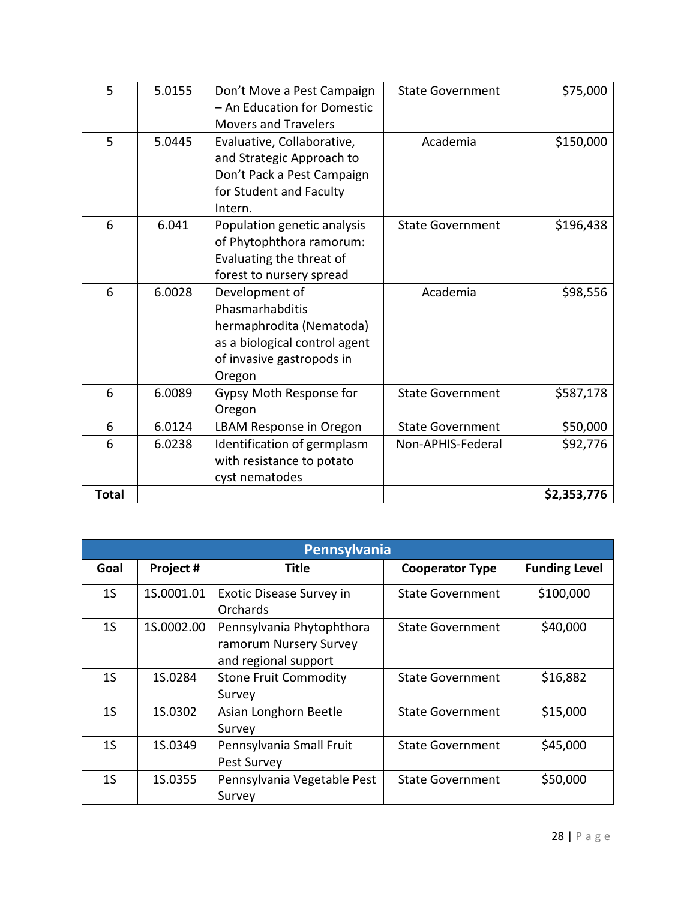| | | | | |
|---|---|---|---|---|
| 5 | 5.0155 | Don't Move a Pest Campaign – An Education for Domestic Movers and Travelers | State Government | $75,000 |
| 5 | 5.0445 | Evaluative, Collaborative, and Strategic Approach to Don't Pack a Pest Campaign for Student and Faculty Intern. | Academia | $150,000 |
| 6 | 6.041 | Population genetic analysis of Phytophthora ramorum: Evaluating the threat of forest to nursery spread | State Government | $196,438 |
| 6 | 6.0028 | Development of Phasmarhabditis hermaphrodita (Nematoda) as a biological control agent of invasive gastropods in Oregon | Academia | $98,556 |
| 6 | 6.0089 | Gypsy Moth Response for Oregon | State Government | $587,178 |
| 6 | 6.0124 | LBAM Response in Oregon | State Government | $50,000 |
| 6 | 6.0238 | Identification of germplasm with resistance to potato cyst nematodes | Non-APHIS-Federal | $92,776 |
| **Total** | | | | **$2,353,776** |

| Pennsylvania | | | | |
|---|---|---|---|---|
| **Goal** | **Project #** | **Title** | **Cooperator Type** | **Funding Level** |
| 1S | 1S.0001.01 | Exotic Disease Survey in Orchards | State Government | $100,000 |
| 1S | 1S.0002.00 | Pennsylvania Phytophthora ramorum Nursery Survey and regional support | State Government | $40,000 |
| 1S | 1S.0284 | Stone Fruit Commodity Survey | State Government | $16,882 |
| 1S | 1S.0302 | Asian Longhorn Beetle Survey | State Government | $15,000 |
| 1S | 1S.0349 | Pennsylvania Small Fruit Pest Survey | State Government | $45,000 |
| 1S | 1S.0355 | Pennsylvania Vegetable Pest Survey | State Government | $50,000 |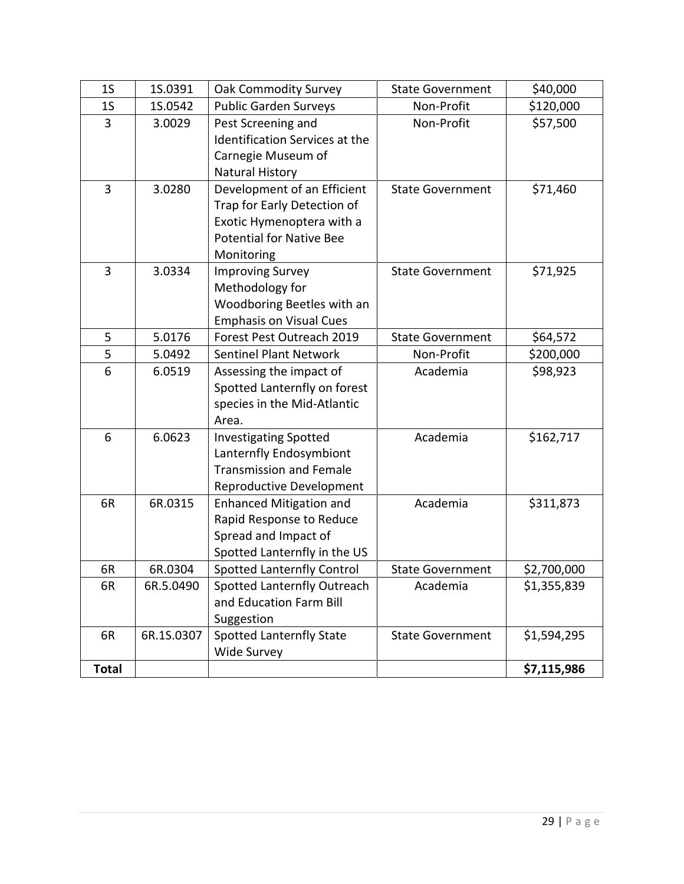| 1S | 1S.0391 | Oak Commodity Survey | State Government | $40,000 |
|---|---|---|---|---|
| 1S | 1S.0542 | Public Garden Surveys | Non-Profit | $120,000 |
| 3 | 3.0029 | Pest Screening and Identification Services at the Carnegie Museum of Natural History | Non-Profit | $57,500 |
| 3 | 3.0280 | Development of an Efficient Trap for Early Detection of Exotic Hymenoptera with a Potential for Native Bee Monitoring | State Government | $71,460 |
| 3 | 3.0334 | Improving Survey Methodology for Woodboring Beetles with an Emphasis on Visual Cues | State Government | $71,925 |
| 5 | 5.0176 | Forest Pest Outreach 2019 | State Government | $64,572 |
| 5 | 5.0492 | Sentinel Plant Network | Non-Profit | $200,000 |
| 6 | 6.0519 | Assessing the impact of Spotted Lanternfly on forest species in the Mid-Atlantic Area. | Academia | $98,923 |
| 6 | 6.0623 | Investigating Spotted Lanternfly Endosymbiont Transmission and Female Reproductive Development | Academia | $162,717 |
| 6R | 6R.0315 | Enhanced Mitigation and Rapid Response to Reduce Spread and Impact of Spotted Lanternfly in the US | Academia | $311,873 |
| 6R | 6R.0304 | Spotted Lanternfly Control | State Government | $2,700,000 |
| 6R | 6R.5.0490 | Spotted Lanternfly Outreach and Education Farm Bill Suggestion | Academia | $1,355,839 |
| 6R | 6R.1S.0307 | Spotted Lanternfly State Wide Survey | State Government | $1,594,295 |
| **Total** | | | | **$7,115,986** |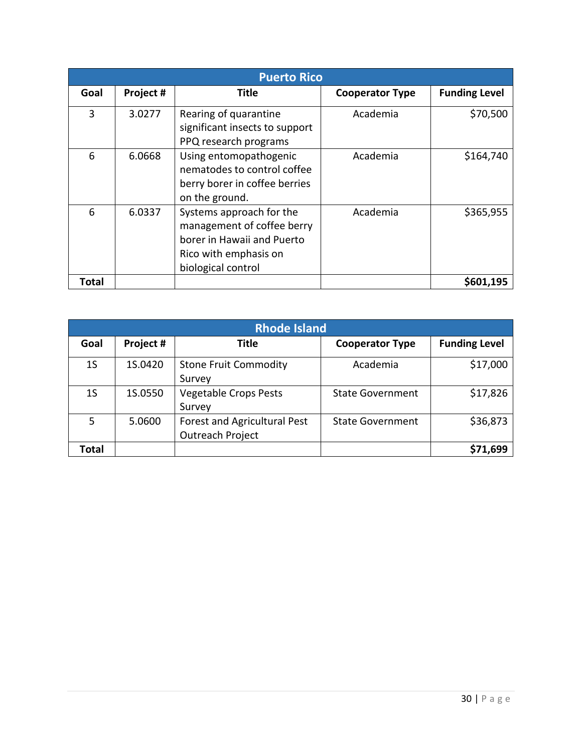| Puerto Rico | | | | |
|---|---|---|---|---|
| **Goal** | **Project #** | **Title** | **Cooperator Type** | **Funding Level** |
| 3 | 3.0277 | Rearing of quarantine significant insects to support PPQ research programs | Academia | $70,500 |
| 6 | 6.0668 | Using entomopathogenic nematodes to control coffee berry borer in coffee berries on the ground. | Academia | $164,740 |
| 6 | 6.0337 | Systems approach for the management of coffee berry borer in Hawaii and Puerto Rico with emphasis on biological control | Academia | $365,955 |
| **Total** | | | | **$601,195** |

| Rhode Island | | | | |
|---|---|---|---|---|
| **Goal** | **Project #** | **Title** | **Cooperator Type** | **Funding Level** |
| 1S | 1S.0420 | Stone Fruit Commodity Survey | Academia | $17,000 |
| 1S | 1S.0550 | Vegetable Crops Pests Survey | State Government | $17,826 |
| 5 | 5.0600 | Forest and Agricultural Pest Outreach Project | State Government | $36,873 |
| **Total** | | | | **$71,699** |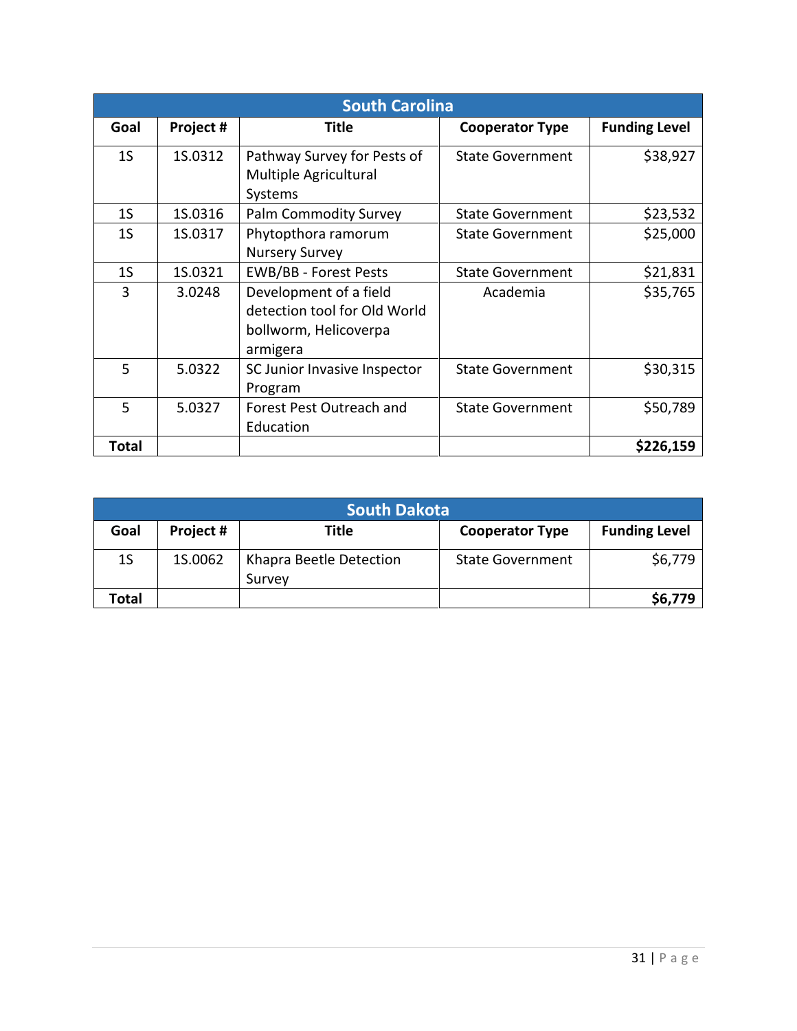| South Carolina | | | | |
|---|---|---|---|---|
| **Goal** | **Project #** | **Title** | **Cooperator Type** | **Funding Level** |
| 1S | 1S.0312 | Pathway Survey for Pests of Multiple Agricultural Systems | State Government | $38,927 |
| 1S | 1S.0316 | Palm Commodity Survey | State Government | $23,532 |
| 1S | 1S.0317 | Phytopthora ramorum Nursery Survey | State Government | $25,000 |
| 1S | 1S.0321 | EWB/BB - Forest Pests | State Government | $21,831 |
| 3 | 3.0248 | Development of a field detection tool for Old World bollworm, Helicoverpa armigera | Academia | $35,765 |
| 5 | 5.0322 | SC Junior Invasive Inspector Program | State Government | $30,315 |
| 5 | 5.0327 | Forest Pest Outreach and Education | State Government | $50,789 |
| **Total** | | | | **$226,159** |

| South Dakota | | | | |
|---|---|---|---|---|
| **Goal** | **Project #** | **Title** | **Cooperator Type** | **Funding Level** |
| 1S | 1S.0062 | Khapra Beetle Detection Survey | State Government | $6,779 |
| **Total** | | | | **$6,779** |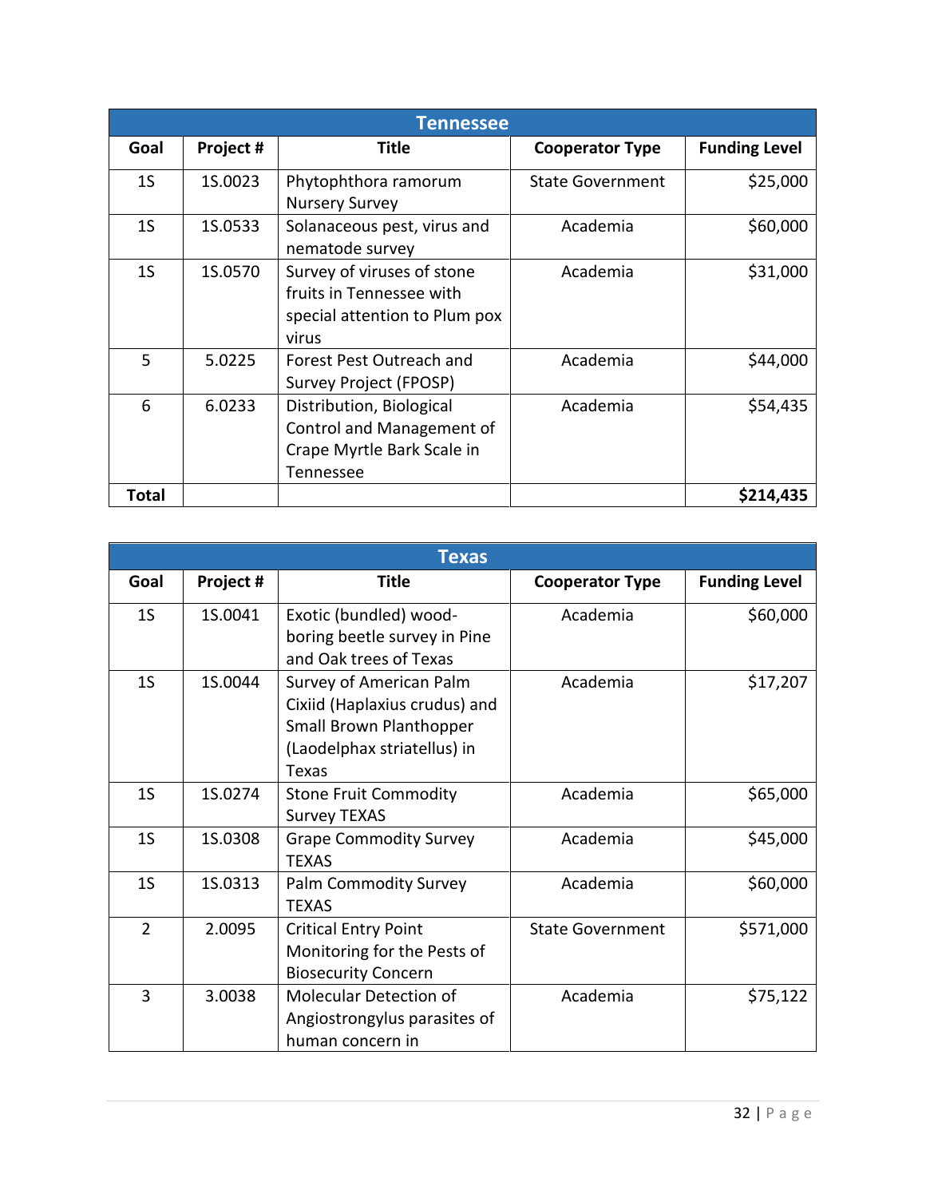| Tennessee | | | | |
|---|---|---|---|---|
| **Goal** | **Project #** | **Title** | **Cooperator Type** | **Funding Level** |
| 1S | 1S.0023 | Phytophthora ramorum Nursery Survey | State Government | $25,000 |
| 1S | 1S.0533 | Solanaceous pest, virus and nematode survey | Academia | $60,000 |
| 1S | 1S.0570 | Survey of viruses of stone fruits in Tennessee with special attention to Plum pox virus | Academia | $31,000 |
| 5 | 5.0225 | Forest Pest Outreach and Survey Project (FPOSP) | Academia | $44,000 |
| 6 | 6.0233 | Distribution, Biological Control and Management of Crape Myrtle Bark Scale in Tennessee | Academia | $54,435 |
| **Total** | | | | **$214,435** |

| Texas | | | | |
|---|---|---|---|---|
| **Goal** | **Project #** | **Title** | **Cooperator Type** | **Funding Level** |
| 1S | 1S.0041 | Exotic (bundled) wood-boring beetle survey in Pine and Oak trees of Texas | Academia | $60,000 |
| 1S | 1S.0044 | Survey of American Palm Cixiid (Haplaxius crudus) and Small Brown Planthopper (Laodelphax striatellus) in Texas | Academia | $17,207 |
| 1S | 1S.0274 | Stone Fruit Commodity Survey TEXAS | Academia | $65,000 |
| 1S | 1S.0308 | Grape Commodity Survey TEXAS | Academia | $45,000 |
| 1S | 1S.0313 | Palm Commodity Survey TEXAS | Academia | $60,000 |
| 2 | 2.0095 | Critical Entry Point Monitoring for the Pests of Biosecurity Concern | State Government | $571,000 |
| 3 | 3.0038 | Molecular Detection of Angiostrongylus parasites of human concern in | Academia | $75,122 |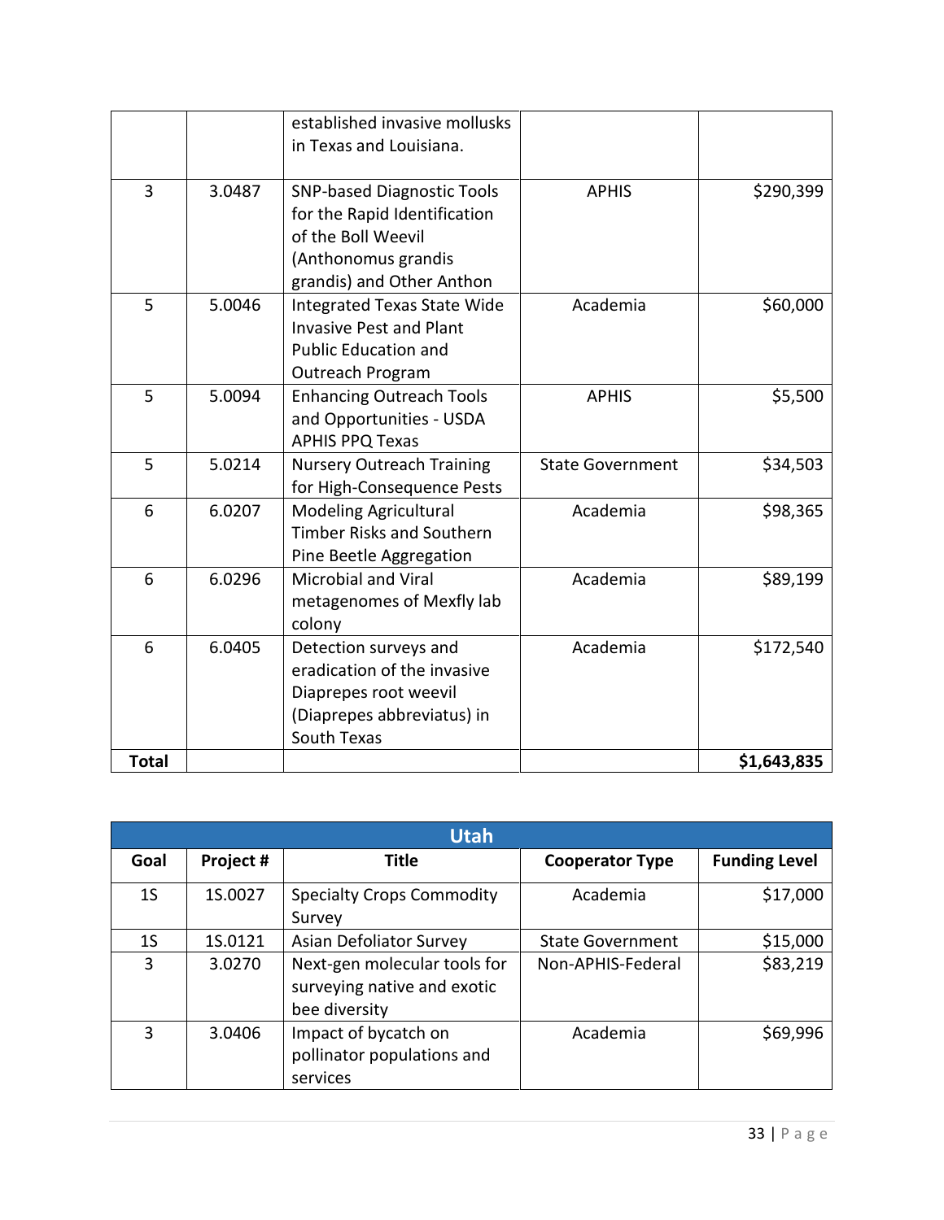| | | established invasive mollusks in Texas and Louisiana. | | |
|---|---|---|---|---|
| 3 | 3.0487 | SNP-based Diagnostic Tools for the Rapid Identification of the Boll Weevil (Anthonomus grandis grandis) and Other Anthon | APHIS | $290,399 |
| 5 | 5.0046 | Integrated Texas State Wide Invasive Pest and Plant Public Education and Outreach Program | Academia | $60,000 |
| 5 | 5.0094 | Enhancing Outreach Tools and Opportunities - USDA APHIS PPQ Texas | APHIS | $5,500 |
| 5 | 5.0214 | Nursery Outreach Training for High-Consequence Pests | State Government | $34,503 |
| 6 | 6.0207 | Modeling Agricultural Timber Risks and Southern Pine Beetle Aggregation | Academia | $98,365 |
| 6 | 6.0296 | Microbial and Viral metagenomes of Mexfly lab colony | Academia | $89,199 |
| 6 | 6.0405 | Detection surveys and eradication of the invasive Diaprepes root weevil (Diaprepes abbreviatus) in South Texas | Academia | $172,540 |
| **Total** | | | | **$1,643,835** |

| Utah | | | | |
|---|---|---|---|---|
| **Goal** | **Project #** | **Title** | **Cooperator Type** | **Funding Level** |
| 1S | 1S.0027 | Specialty Crops Commodity Survey | Academia | $17,000 |
| 1S | 1S.0121 | Asian Defoliator Survey | State Government | $15,000 |
| 3 | 3.0270 | Next-gen molecular tools for surveying native and exotic bee diversity | Non-APHIS-Federal | $83,219 |
| 3 | 3.0406 | Impact of bycatch on pollinator populations and services | Academia | $69,996 |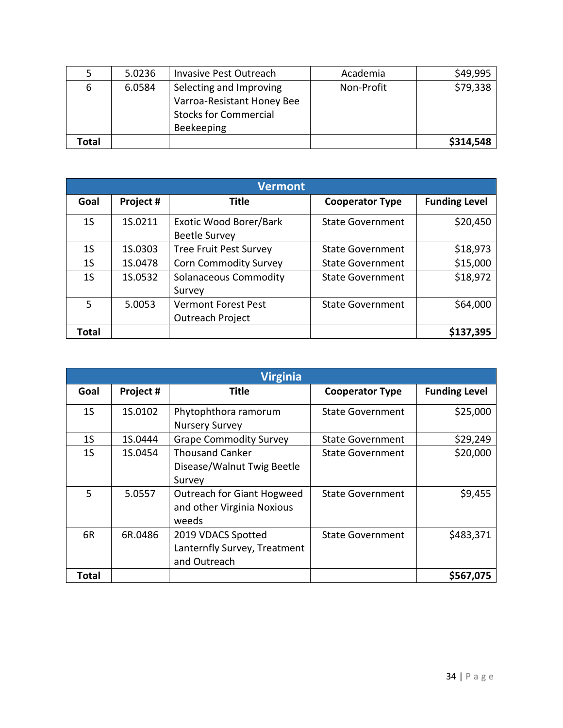| Goal | Project # | Title | Cooperator Type | Funding Level |
|---|---|---|---|---|
| 5 | 5.0236 | Invasive Pest Outreach | Academia | $49,995 |
| 6 | 6.0584 | Selecting and Improving Varroa-Resistant Honey Bee Stocks for Commercial Beekeeping | Non-Profit | $79,338 |
| **Total** | | | | **$314,548** |

| Vermont | | | | |
|---|---|---|---|---|
| **Goal** | **Project #** | **Title** | **Cooperator Type** | **Funding Level** |
| 1S | 1S.0211 | Exotic Wood Borer/Bark Beetle Survey | State Government | $20,450 |
| 1S | 1S.0303 | Tree Fruit Pest Survey | State Government | $18,973 |
| 1S | 1S.0478 | Corn Commodity Survey | State Government | $15,000 |
| 1S | 1S.0532 | Solanaceous Commodity Survey | State Government | $18,972 |
| 5 | 5.0053 | Vermont Forest Pest Outreach Project | State Government | $64,000 |
| **Total** | | | | **$137,395** |

| Virginia | | | | |
|---|---|---|---|---|
| **Goal** | **Project #** | **Title** | **Cooperator Type** | **Funding Level** |
| 1S | 1S.0102 | Phytophthora ramorum Nursery Survey | State Government | $25,000 |
| 1S | 1S.0444 | Grape Commodity Survey | State Government | $29,249 |
| 1S | 1S.0454 | Thousand Canker Disease/Walnut Twig Beetle Survey | State Government | $20,000 |
| 5 | 5.0557 | Outreach for Giant Hogweed and other Virginia Noxious weeds | State Government | $9,455 |
| 6R | 6R.0486 | 2019 VDACS Spotted Lanternfly Survey, Treatment and Outreach | State Government | $483,371 |
| **Total** | | | | **$567,075** |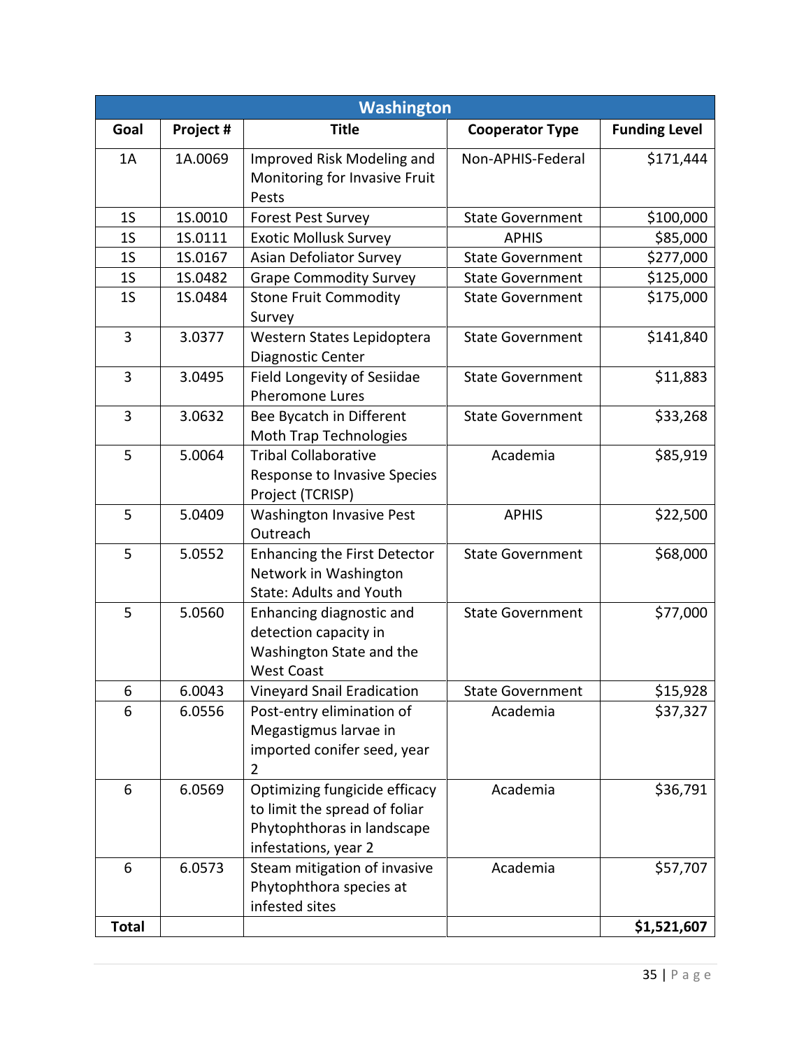| Washington | | | | |
|---|---|---|---|---|
| **Goal** | **Project #** | **Title** | **Cooperator Type** | **Funding Level** |
| 1A | 1A.0069 | Improved Risk Modeling and Monitoring for Invasive Fruit Pests | Non-APHIS-Federal | $171,444 |
| 1S | 1S.0010 | Forest Pest Survey | State Government | $100,000 |
| 1S | 1S.0111 | Exotic Mollusk Survey | APHIS | $85,000 |
| 1S | 1S.0167 | Asian Defoliator Survey | State Government | $277,000 |
| 1S | 1S.0482 | Grape Commodity Survey | State Government | $125,000 |
| 1S | 1S.0484 | Stone Fruit Commodity Survey | State Government | $175,000 |
| 3 | 3.0377 | Western States Lepidoptera Diagnostic Center | State Government | $141,840 |
| 3 | 3.0495 | Field Longevity of Sesiidae Pheromone Lures | State Government | $11,883 |
| 3 | 3.0632 | Bee Bycatch in Different Moth Trap Technologies | State Government | $33,268 |
| 5 | 5.0064 | Tribal Collaborative Response to Invasive Species Project (TCRISP) | Academia | $85,919 |
| 5 | 5.0409 | Washington Invasive Pest Outreach | APHIS | $22,500 |
| 5 | 5.0552 | Enhancing the First Detector Network in Washington State: Adults and Youth | State Government | $68,000 |
| 5 | 5.0560 | Enhancing diagnostic and detection capacity in Washington State and the West Coast | State Government | $77,000 |
| 6 | 6.0043 | Vineyard Snail Eradication | State Government | $15,928 |
| 6 | 6.0556 | Post-entry elimination of Megastigmus larvae in imported conifer seed, year 2 | Academia | $37,327 |
| 6 | 6.0569 | Optimizing fungicide efficacy to limit the spread of foliar Phytophthoras in landscape infestations, year 2 | Academia | $36,791 |
| 6 | 6.0573 | Steam mitigation of invasive Phytophthora species at infested sites | Academia | $57,707 |
| **Total** | | | | **$1,521,607** |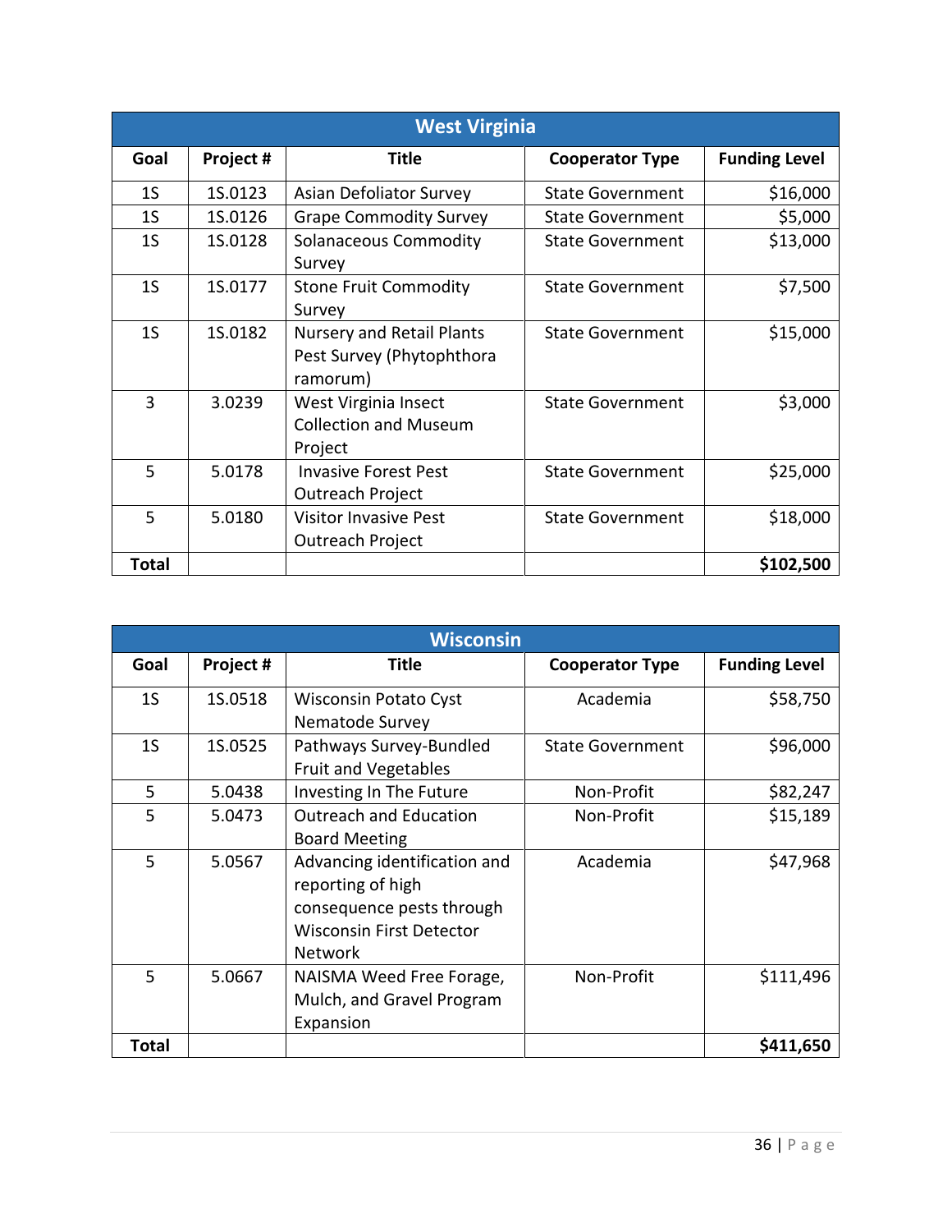| West Virginia | | | | |
|---|---|---|---|---|
| **Goal** | **Project #** | **Title** | **Cooperator Type** | **Funding Level** |
| 1S | 1S.0123 | Asian Defoliator Survey | State Government | $16,000 |
| 1S | 1S.0126 | Grape Commodity Survey | State Government | $5,000 |
| 1S | 1S.0128 | Solanaceous Commodity Survey | State Government | $13,000 |
| 1S | 1S.0177 | Stone Fruit Commodity Survey | State Government | $7,500 |
| 1S | 1S.0182 | Nursery and Retail Plants Pest Survey (Phytophthora ramorum) | State Government | $15,000 |
| 3 | 3.0239 | West Virginia Insect Collection and Museum Project | State Government | $3,000 |
| 5 | 5.0178 | Invasive Forest Pest Outreach Project | State Government | $25,000 |
| 5 | 5.0180 | Visitor Invasive Pest Outreach Project | State Government | $18,000 |
| **Total** | | | | **$102,500** |

| Wisconsin | | | | |
|---|---|---|---|---|
| **Goal** | **Project #** | **Title** | **Cooperator Type** | **Funding Level** |
| 1S | 1S.0518 | Wisconsin Potato Cyst Nematode Survey | Academia | $58,750 |
| 1S | 1S.0525 | Pathways Survey-Bundled Fruit and Vegetables | State Government | $96,000 |
| 5 | 5.0438 | Investing In The Future | Non-Profit | $82,247 |
| 5 | 5.0473 | Outreach and Education Board Meeting | Non-Profit | $15,189 |
| 5 | 5.0567 | Advancing identification and reporting of high consequence pests through Wisconsin First Detector Network | Academia | $47,968 |
| 5 | 5.0667 | NAISMA Weed Free Forage, Mulch, and Gravel Program Expansion | Non-Profit | $111,496 |
| **Total** | | | | **$411,650** |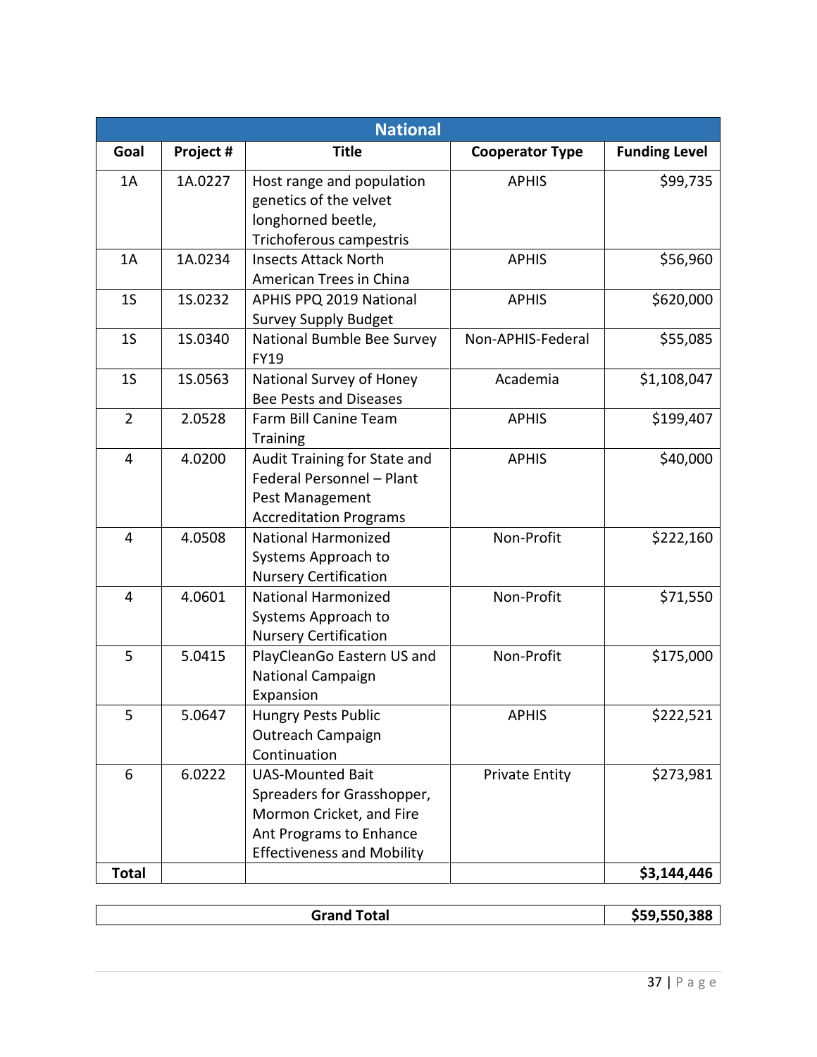| National | | | | |
|---|---|---|---|---|
| **Goal** | **Project #** | **Title** | **Cooperator Type** | **Funding Level** |
| 1A | 1A.0227 | Host range and population genetics of the velvet longhorned beetle, Trichoferous campestris | APHIS | $99,735 |
| 1A | 1A.0234 | Insects Attack North American Trees in China | APHIS | $56,960 |
| 1S | 1S.0232 | APHIS PPQ 2019 National Survey Supply Budget | APHIS | $620,000 |
| 1S | 1S.0340 | National Bumble Bee Survey FY19 | Non-APHIS-Federal | $55,085 |
| 1S | 1S.0563 | National Survey of Honey Bee Pests and Diseases | Academia | $1,108,047 |
| 2 | 2.0528 | Farm Bill Canine Team Training | APHIS | $199,407 |
| 4 | 4.0200 | Audit Training for State and Federal Personnel – Plant Pest Management Accreditation Programs | APHIS | $40,000 |
| 4 | 4.0508 | National Harmonized Systems Approach to Nursery Certification | Non-Profit | $222,160 |
| 4 | 4.0601 | National Harmonized Systems Approach to Nursery Certification | Non-Profit | $71,550 |
| 5 | 5.0415 | PlayCleanGo Eastern US and National Campaign Expansion | Non-Profit | $175,000 |
| 5 | 5.0647 | Hungry Pests Public Outreach Campaign Continuation | APHIS | $222,521 |
| 6 | 6.0222 | UAS-Mounted Bait Spreaders for Grasshopper, Mormon Cricket, and Fire Ant Programs to Enhance Effectiveness and Mobility | Private Entity | $273,981 |
| **Total** | | | | **$3,144,446** |

| **Grand Total** | **$59,550,388** |
|---|---|